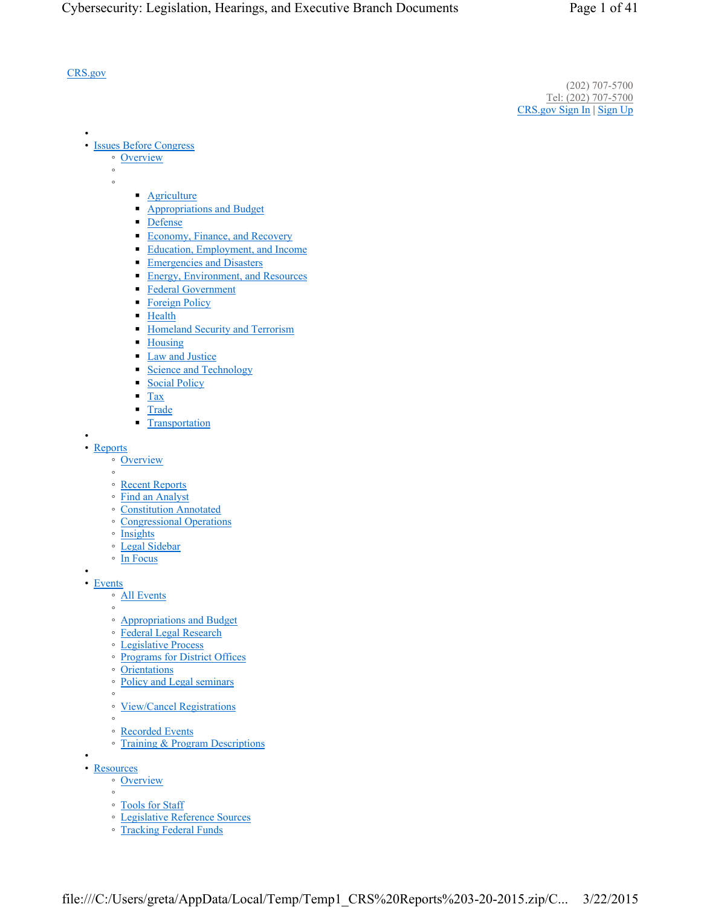CRS.gov

(202) 707-5700
Tel: (202) 707-5700
CRS.gov Sign In | Sign Up

- Issues Before Congress
  - Overview
    - Agriculture
    - Appropriations and Budget
    - Defense
    - Economy, Finance, and Recovery
    - Education, Employment, and Income
    - Emergencies and Disasters
    - Energy, Environment, and Resources
    - Federal Government
    - Foreign Policy
    - Health
    - Homeland Security and Terrorism
    - Housing
    - Law and Justice
    - Science and Technology
    - Social Policy
    - Tax
    - Trade
    - Transportation
- Reports
  - Overview
  - Recent Reports
  - Find an Analyst
  - Constitution Annotated
  - Congressional Operations
  - Insights
  - Legal Sidebar
  - In Focus
- Events
  - All Events
  - Appropriations and Budget
  - Federal Legal Research
  - Legislative Process
  - Programs for District Offices
  - Orientations
  - Policy and Legal seminars
  - View/Cancel Registrations
  - Recorded Events
  - Training & Program Descriptions
- Resources
  - Overview
  - Tools for Staff
  - Legislative Reference Sources
  - Tracking Federal Funds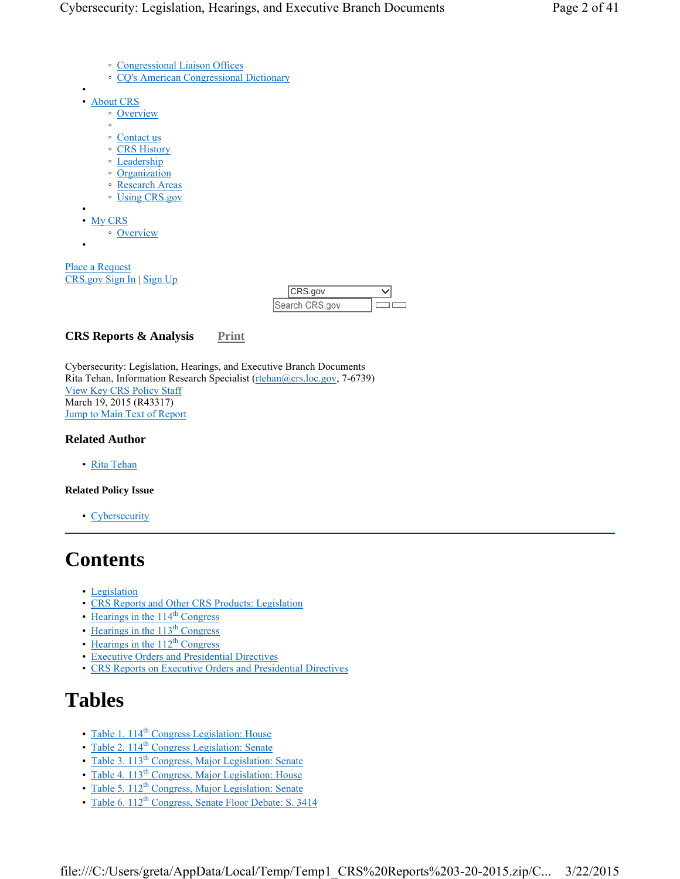- Congressional Liaison Offices
- CQ's American Congressional Dictionary

- 
- About CRS
  - Overview
  - 
  - Contact us
  - CRS History
  - Leadership
  - Organization
  - Research Areas
  - Using CRS.gov
- 
- My CRS
  - Overview
- 

Place a Request
CRS.gov Sign In | Sign Up

CRS.gov
Search CRS.gov

**CRS Reports & Analysis** Print

Cybersecurity: Legislation, Hearings, and Executive Branch Documents
Rita Tehan, Information Research Specialist (rtehan@crs.loc.gov, 7-6739)
View Key CRS Policy Staff
March 19, 2015 (R43317)
Jump to Main Text of Report

### Related Author

- Rita Tehan

#### Related Policy Issue

- Cybersecurity

---

# Contents

- Legislation
- CRS Reports and Other CRS Products: Legislation
- Hearings in the 114th Congress
- Hearings in the 113th Congress
- Hearings in the 112th Congress
- Executive Orders and Presidential Directives
- CRS Reports on Executive Orders and Presidential Directives

# Tables

- Table 1. 114th Congress Legislation: House
- Table 2. 114th Congress Legislation: Senate
- Table 3. 113th Congress, Major Legislation: Senate
- Table 4. 113th Congress, Major Legislation: House
- Table 5. 112th Congress, Major Legislation: Senate
- Table 6. 112th Congress, Senate Floor Debate: S. 3414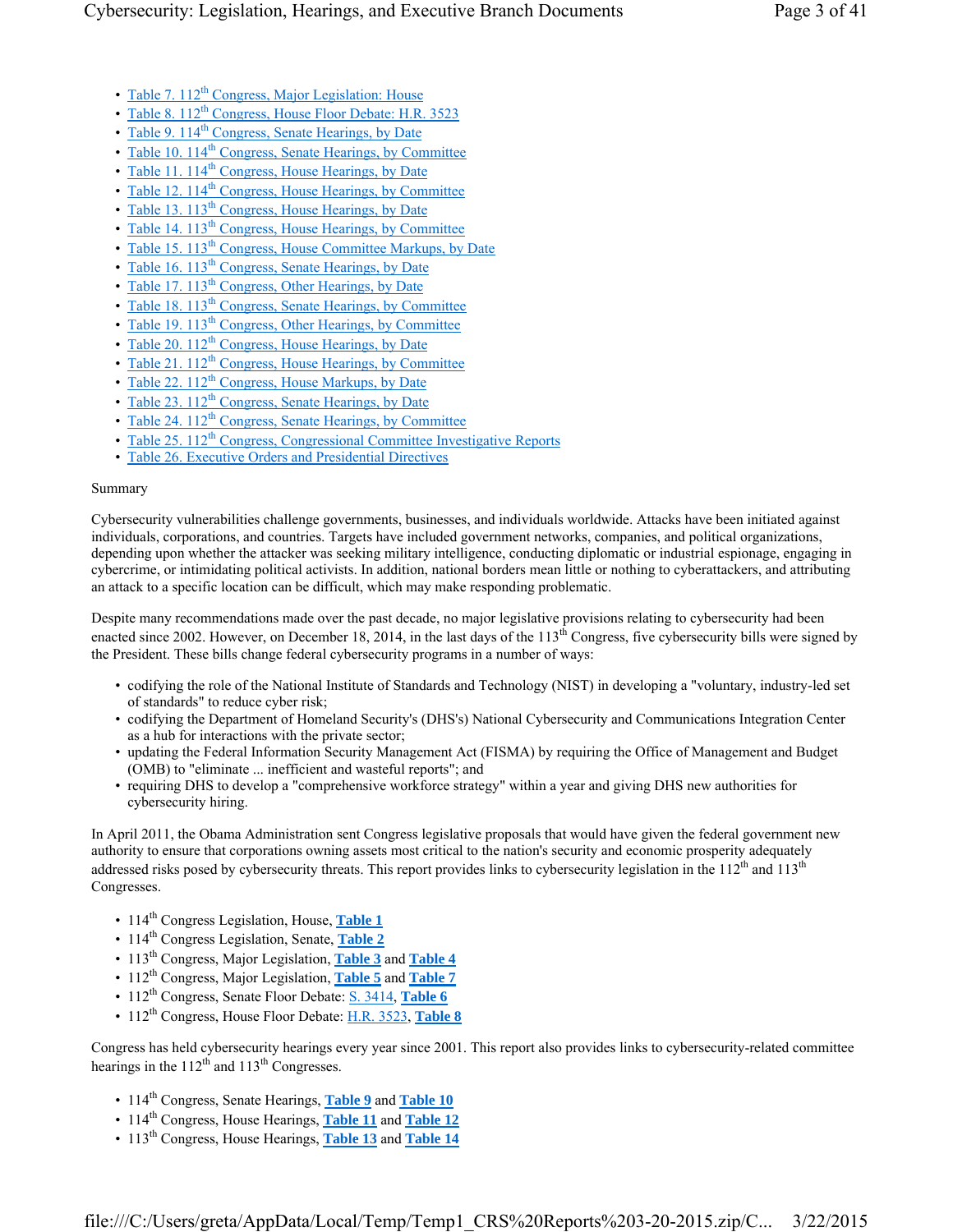- Table 7. 112th Congress, Major Legislation: House
- Table 8. 112th Congress, House Floor Debate: H.R. 3523
- Table 9. 114th Congress, Senate Hearings, by Date
- Table 10. 114th Congress, Senate Hearings, by Committee
- Table 11. 114th Congress, House Hearings, by Date
- Table 12. 114th Congress, House Hearings, by Committee
- Table 13. 113th Congress, House Hearings, by Date
- Table 14. 113th Congress, House Hearings, by Committee
- Table 15. 113th Congress, House Committee Markups, by Date
- Table 16. 113th Congress, Senate Hearings, by Date
- Table 17. 113th Congress, Other Hearings, by Date
- Table 18. 113th Congress, Senate Hearings, by Committee
- Table 19. 113th Congress, Other Hearings, by Committee
- Table 20. 112th Congress, House Hearings, by Date
- Table 21. 112th Congress, House Hearings, by Committee
- Table 22. 112th Congress, House Markups, by Date
- Table 23. 112th Congress, Senate Hearings, by Date
- Table 24. 112th Congress, Senate Hearings, by Committee
- Table 25. 112th Congress, Congressional Committee Investigative Reports
- Table 26. Executive Orders and Presidential Directives

## Summary

Cybersecurity vulnerabilities challenge governments, businesses, and individuals worldwide. Attacks have been initiated against individuals, corporations, and countries. Targets have included government networks, companies, and political organizations, depending upon whether the attacker was seeking military intelligence, conducting diplomatic or industrial espionage, engaging in cybercrime, or intimidating political activists. In addition, national borders mean little or nothing to cyberattackers, and attributing an attack to a specific location can be difficult, which may make responding problematic.

Despite many recommendations made over the past decade, no major legislative provisions relating to cybersecurity had been enacted since 2002. However, on December 18, 2014, in the last days of the 113th Congress, five cybersecurity bills were signed by the President. These bills change federal cybersecurity programs in a number of ways:

- codifying the role of the National Institute of Standards and Technology (NIST) in developing a "voluntary, industry-led set of standards" to reduce cyber risk;
- codifying the Department of Homeland Security's (DHS's) National Cybersecurity and Communications Integration Center as a hub for interactions with the private sector;
- updating the Federal Information Security Management Act (FISMA) by requiring the Office of Management and Budget (OMB) to "eliminate ... inefficient and wasteful reports"; and
- requiring DHS to develop a "comprehensive workforce strategy" within a year and giving DHS new authorities for cybersecurity hiring.

In April 2011, the Obama Administration sent Congress legislative proposals that would have given the federal government new authority to ensure that corporations owning assets most critical to the nation's security and economic prosperity adequately addressed risks posed by cybersecurity threats. This report provides links to cybersecurity legislation in the 112th and 113th Congresses.

- 114th Congress Legislation, House, **Table 1**
- 114th Congress Legislation, Senate, **Table 2**
- 113th Congress, Major Legislation, **Table 3** and **Table 4**
- 112th Congress, Major Legislation, **Table 5** and **Table 7**
- 112th Congress, Senate Floor Debate: S. 3414, **Table 6**
- 112th Congress, House Floor Debate: H.R. 3523, **Table 8**

Congress has held cybersecurity hearings every year since 2001. This report also provides links to cybersecurity-related committee hearings in the 112th and 113th Congresses.

- 114th Congress, Senate Hearings, **Table 9** and **Table 10**
- 114th Congress, House Hearings, **Table 11** and **Table 12**
- 113th Congress, House Hearings, **Table 13** and **Table 14**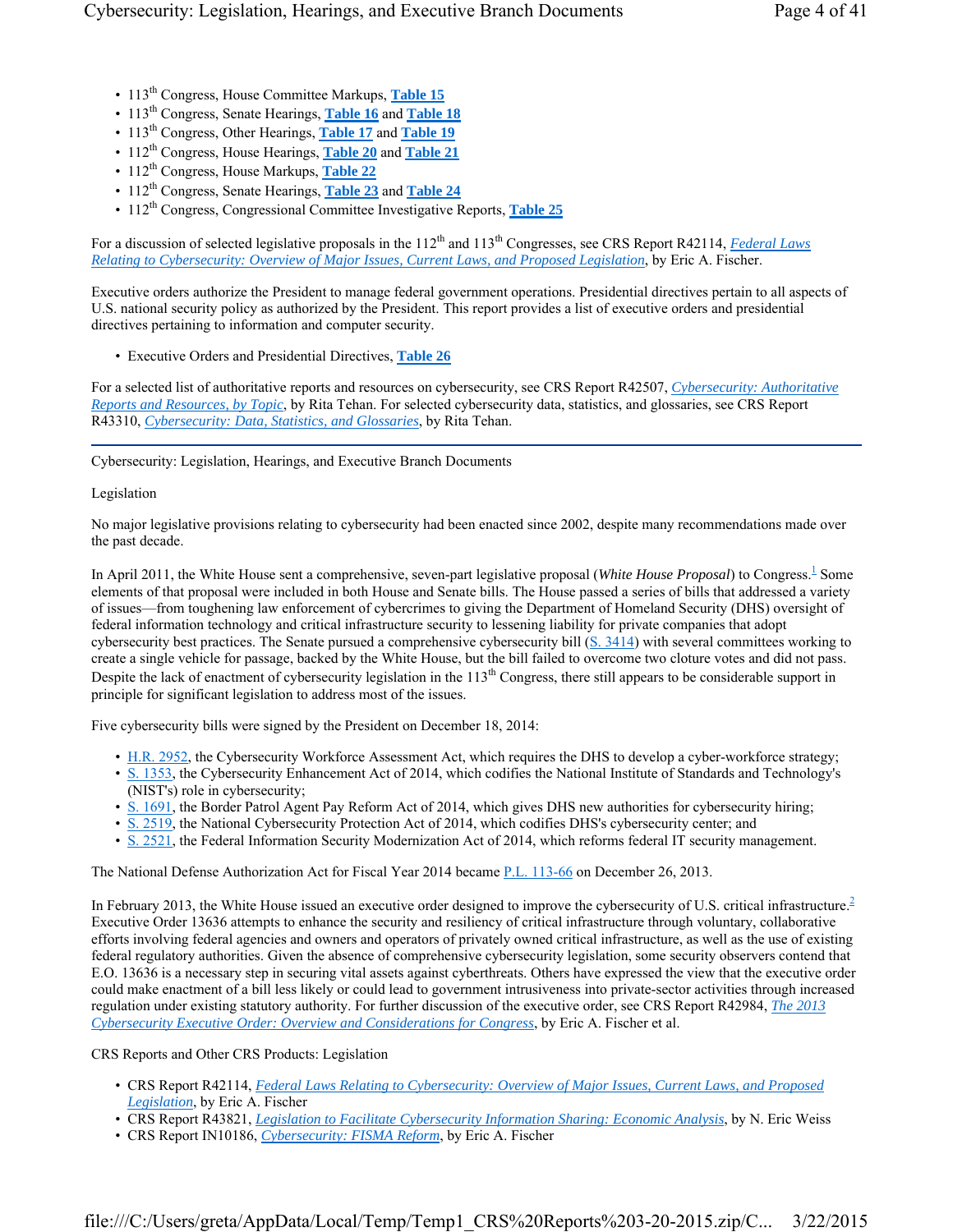- 113th Congress, House Committee Markups, **Table 15**
- 113th Congress, Senate Hearings, **Table 16** and **Table 18**
- 113th Congress, Other Hearings, **Table 17** and **Table 19**
- 112th Congress, House Hearings, **Table 20** and **Table 21**
- 112th Congress, House Markups, **Table 22**
- 112th Congress, Senate Hearings, **Table 23** and **Table 24**
- 112th Congress, Congressional Committee Investigative Reports, **Table 25**

For a discussion of selected legislative proposals in the 112th and 113th Congresses, see CRS Report R42114, *Federal Laws Relating to Cybersecurity: Overview of Major Issues, Current Laws, and Proposed Legislation*, by Eric A. Fischer.

Executive orders authorize the President to manage federal government operations. Presidential directives pertain to all aspects of U.S. national security policy as authorized by the President. This report provides a list of executive orders and presidential directives pertaining to information and computer security.

- Executive Orders and Presidential Directives, **Table 26**

For a selected list of authoritative reports and resources on cybersecurity, see CRS Report R42507, *Cybersecurity: Authoritative Reports and Resources, by Topic*, by Rita Tehan. For selected cybersecurity data, statistics, and glossaries, see CRS Report R43310, *Cybersecurity: Data, Statistics, and Glossaries*, by Rita Tehan.

---

Cybersecurity: Legislation, Hearings, and Executive Branch Documents

Legislation

No major legislative provisions relating to cybersecurity had been enacted since 2002, despite many recommendations made over the past decade.

In April 2011, the White House sent a comprehensive, seven-part legislative proposal (*White House Proposal*) to Congress.[1] Some elements of that proposal were included in both House and Senate bills. The House passed a series of bills that addressed a variety of issues—from toughening law enforcement of cybercrimes to giving the Department of Homeland Security (DHS) oversight of federal information technology and critical infrastructure security to lessening liability for private companies that adopt cybersecurity best practices. The Senate pursued a comprehensive cybersecurity bill (S. 3414) with several committees working to create a single vehicle for passage, backed by the White House, but the bill failed to overcome two cloture votes and did not pass. Despite the lack of enactment of cybersecurity legislation in the 113th Congress, there still appears to be considerable support in principle for significant legislation to address most of the issues.

Five cybersecurity bills were signed by the President on December 18, 2014:

- H.R. 2952, the Cybersecurity Workforce Assessment Act, which requires the DHS to develop a cyber-workforce strategy;
- S. 1353, the Cybersecurity Enhancement Act of 2014, which codifies the National Institute of Standards and Technology's (NIST's) role in cybersecurity;
- S. 1691, the Border Patrol Agent Pay Reform Act of 2014, which gives DHS new authorities for cybersecurity hiring;
- S. 2519, the National Cybersecurity Protection Act of 2014, which codifies DHS's cybersecurity center; and
- S. 2521, the Federal Information Security Modernization Act of 2014, which reforms federal IT security management.

The National Defense Authorization Act for Fiscal Year 2014 became P.L. 113-66 on December 26, 2013.

In February 2013, the White House issued an executive order designed to improve the cybersecurity of U.S. critical infrastructure.[2] Executive Order 13636 attempts to enhance the security and resiliency of critical infrastructure through voluntary, collaborative efforts involving federal agencies and owners and operators of privately owned critical infrastructure, as well as the use of existing federal regulatory authorities. Given the absence of comprehensive cybersecurity legislation, some security observers contend that E.O. 13636 is a necessary step in securing vital assets against cyberthreats. Others have expressed the view that the executive order could make enactment of a bill less likely or could lead to government intrusiveness into private-sector activities through increased regulation under existing statutory authority. For further discussion of the executive order, see CRS Report R42984, *The 2013 Cybersecurity Executive Order: Overview and Considerations for Congress*, by Eric A. Fischer et al.

CRS Reports and Other CRS Products: Legislation

- CRS Report R42114, *Federal Laws Relating to Cybersecurity: Overview of Major Issues, Current Laws, and Proposed Legislation*, by Eric A. Fischer
- CRS Report R43821, *Legislation to Facilitate Cybersecurity Information Sharing: Economic Analysis*, by N. Eric Weiss
- CRS Report IN10186, *Cybersecurity: FISMA Reform*, by Eric A. Fischer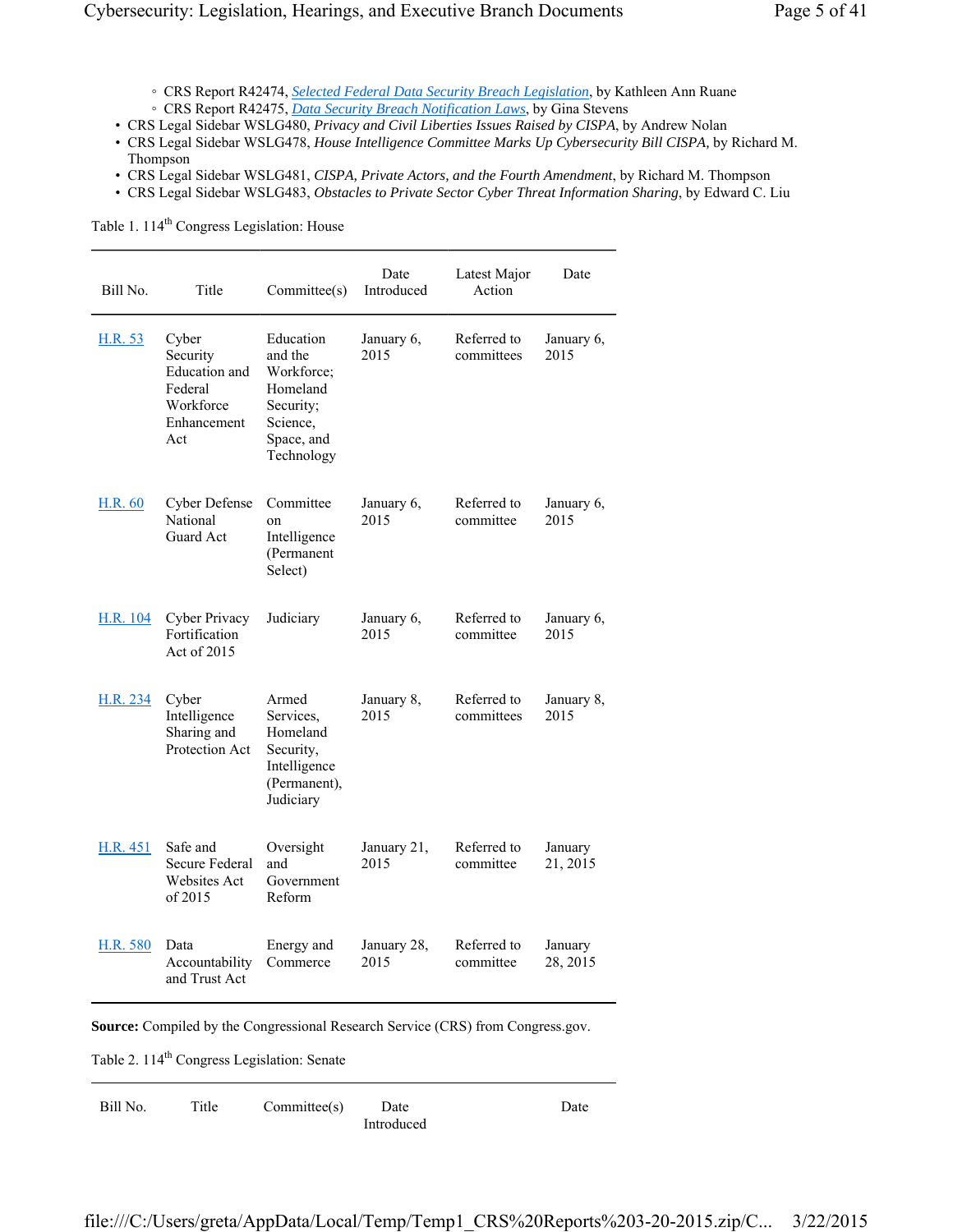- CRS Report R42474, [Selected Federal Data Security Breach Legislation](), by Kathleen Ann Ruane
    - CRS Report R42475, [Data Security Breach Notification Laws](), by Gina Stevens
- CRS Legal Sidebar WSLG480, *Privacy and Civil Liberties Issues Raised by CISPA*, by Andrew Nolan
- CRS Legal Sidebar WSLG478, *House Intelligence Committee Marks Up Cybersecurity Bill CISPA,* by Richard M. Thompson
- CRS Legal Sidebar WSLG481, *CISPA, Private Actors, and the Fourth Amendment*, by Richard M. Thompson
- CRS Legal Sidebar WSLG483, *Obstacles to Private Sector Cyber Threat Information Sharing*, by Edward C. Liu

Table 1. 114th Congress Legislation: House

| Bill No. | Title | Committee(s) | Date Introduced | Latest Major Action | Date |
|---|---|---|---|---|---|
| H.R. 53 | Cyber Security Education and Federal Workforce Enhancement Act | Education and the Workforce; Homeland Security; Science, Space, and Technology | January 6, 2015 | Referred to committees | January 6, 2015 |
| H.R. 60 | Cyber Defense National Guard Act | Committee on Intelligence (Permanent Select) | January 6, 2015 | Referred to committee | January 6, 2015 |
| H.R. 104 | Cyber Privacy Fortification Act of 2015 | Judiciary | January 6, 2015 | Referred to committee | January 6, 2015 |
| H.R. 234 | Cyber Intelligence Sharing and Protection Act | Armed Services, Homeland Security, Intelligence (Permanent), Judiciary | January 8, 2015 | Referred to committees | January 8, 2015 |
| H.R. 451 | Safe and Secure Federal Websites Act of 2015 | Oversight and Government Reform | January 21, 2015 | Referred to committee | January 21, 2015 |
| H.R. 580 | Data Accountability and Trust Act | Energy and Commerce | January 28, 2015 | Referred to committee | January 28, 2015 |

**Source:** Compiled by the Congressional Research Service (CRS) from Congress.gov.

Table 2. 114th Congress Legislation: Senate

| Bill No. | Title | Committee(s) | Date Introduced | | Date |
|---|---|---|---|---|---|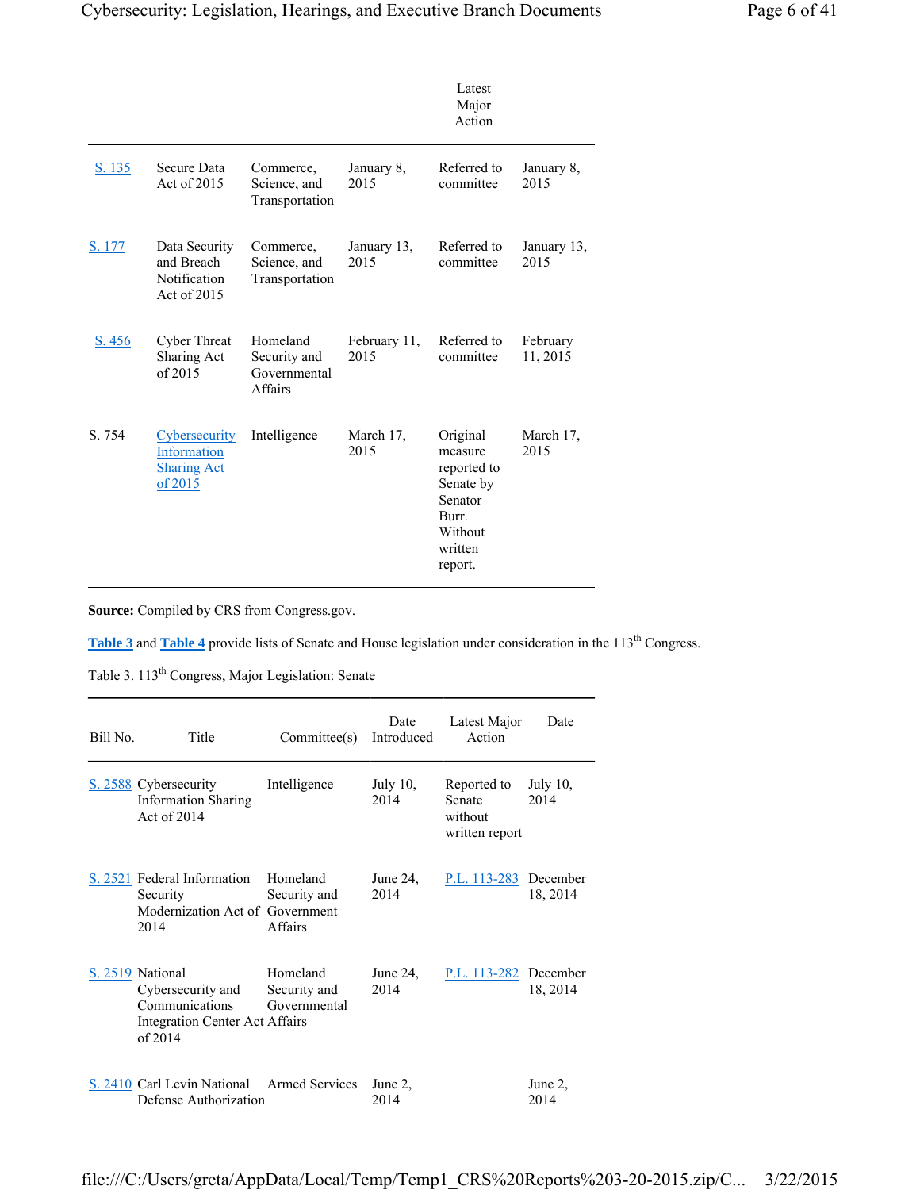| | | | | Latest Major Action | |
|---|---|---|---|---|---|
| S. 135 | Secure Data Act of 2015 | Commerce, Science, and Transportation | January 8, 2015 | Referred to committee | January 8, 2015 |
| S. 177 | Data Security and Breach Notification Act of 2015 | Commerce, Science, and Transportation | January 13, 2015 | Referred to committee | January 13, 2015 |
| S. 456 | Cyber Threat Sharing Act of 2015 | Homeland Security and Governmental Affairs | February 11, 2015 | Referred to committee | February 11, 2015 |
| S. 754 | Cybersecurity Information Sharing Act of 2015 | Intelligence | March 17, 2015 | Original measure reported to Senate by Senator Burr. Without written report. | March 17, 2015 |

**Source:** Compiled by CRS from Congress.gov.

**Table 3** and **Table 4** provide lists of Senate and House legislation under consideration in the 113th Congress.

Table 3. 113th Congress, Major Legislation: Senate

| Bill No. | Title | Committee(s) | Date Introduced | Latest Major Action | Date |
|---|---|---|---|---|---|
| S. 2588 | Cybersecurity Information Sharing Act of 2014 | Intelligence | July 10, 2014 | Reported to Senate without written report | July 10, 2014 |
| S. 2521 | Federal Information Security Modernization Act of 2014 | Homeland Security and Government Affairs | June 24, 2014 | P.L. 113-283 | December 18, 2014 |
| S. 2519 | National Cybersecurity and Communications Integration Center Act of 2014 | Homeland Security and Governmental Affairs | June 24, 2014 | P.L. 113-282 | December 18, 2014 |
| S. 2410 | Carl Levin National Defense Authorization | Armed Services | June 2, 2014 | | June 2, 2014 |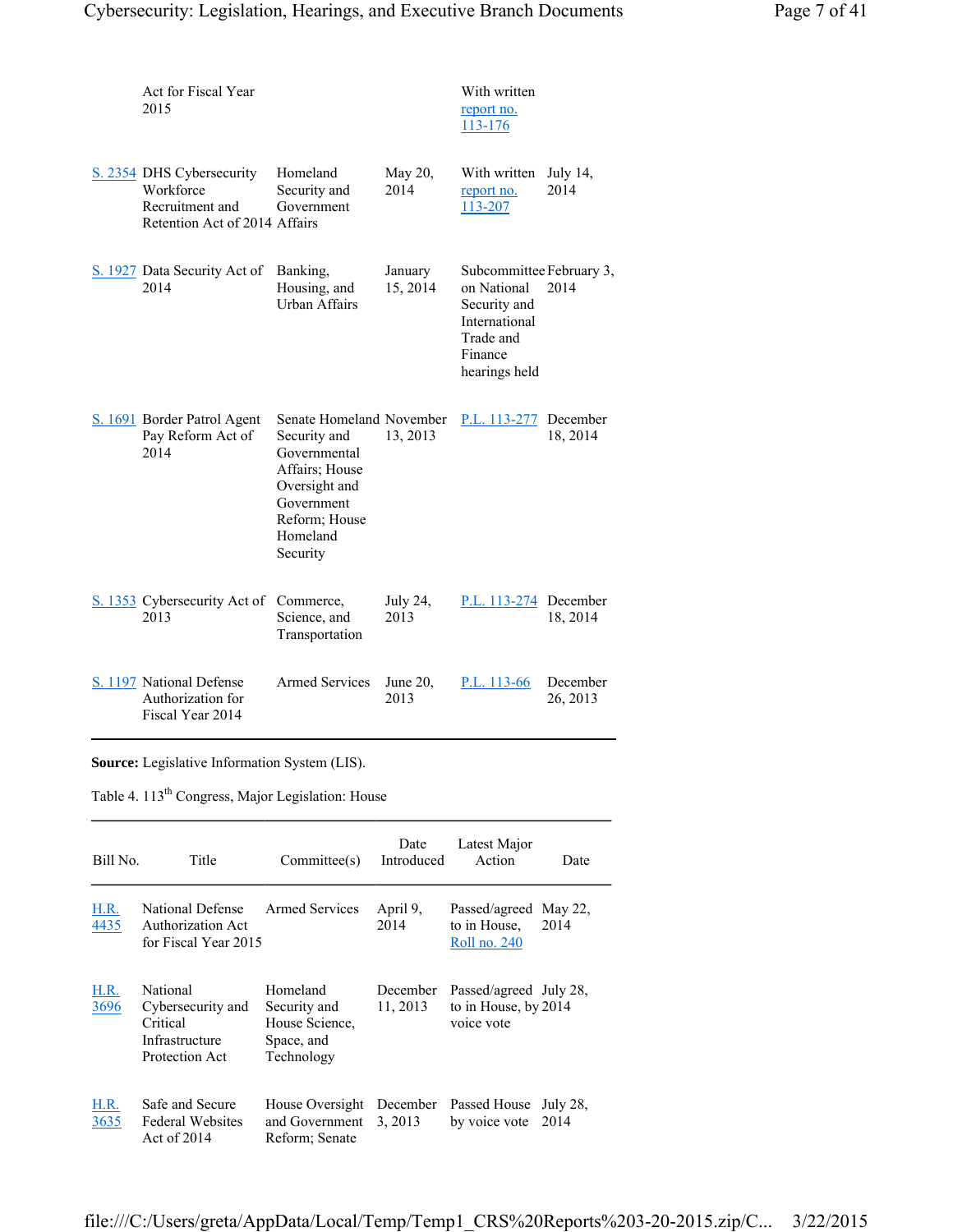| | | | | | |
|---|---|---|---|---|---|
| | Act for Fiscal Year 2015 | | | With written report no. 113-176 | |
| S. 2354 | DHS Cybersecurity Workforce Recruitment and Retention Act of 2014 | Homeland Security and Government Affairs | May 20, 2014 | With written report no. 113-207 | July 14, 2014 |
| S. 1927 | Data Security Act of 2014 | Banking, Housing, and Urban Affairs | January 15, 2014 | Subcommittee on National Security and International Trade and Finance hearings held | February 3, 2014 |
| S. 1691 | Border Patrol Agent Pay Reform Act of 2014 | Senate Homeland Security and Governmental Affairs; House Oversight and Government Reform; House Homeland Security | November 13, 2013 | P.L. 113-277 | December 18, 2014 |
| S. 1353 | Cybersecurity Act of 2013 | Commerce, Science, and Transportation | July 24, 2013 | P.L. 113-274 | December 18, 2014 |
| S. 1197 | National Defense Authorization for Fiscal Year 2014 | Armed Services | June 20, 2013 | P.L. 113-66 | December 26, 2013 |

**Source:** Legislative Information System (LIS).

Table 4. 113th Congress, Major Legislation: House

| Bill No. | Title | Committee(s) | Date Introduced | Latest Major Action | Date |
|---|---|---|---|---|---|
| H.R. 4435 | National Defense Authorization Act for Fiscal Year 2015 | Armed Services | April 9, 2014 | Passed/agreed to in House, Roll no. 240 | May 22, 2014 |
| H.R. 3696 | National Cybersecurity and Critical Infrastructure Protection Act | Homeland Security and House Science, Space, and Technology | December 11, 2013 | Passed/agreed to in House, by voice vote | July 28, 2014 |
| H.R. 3635 | Safe and Secure Federal Websites Act of 2014 | House Oversight and Government Reform; Senate | December 3, 2013 | Passed House by voice vote | July 28, 2014 |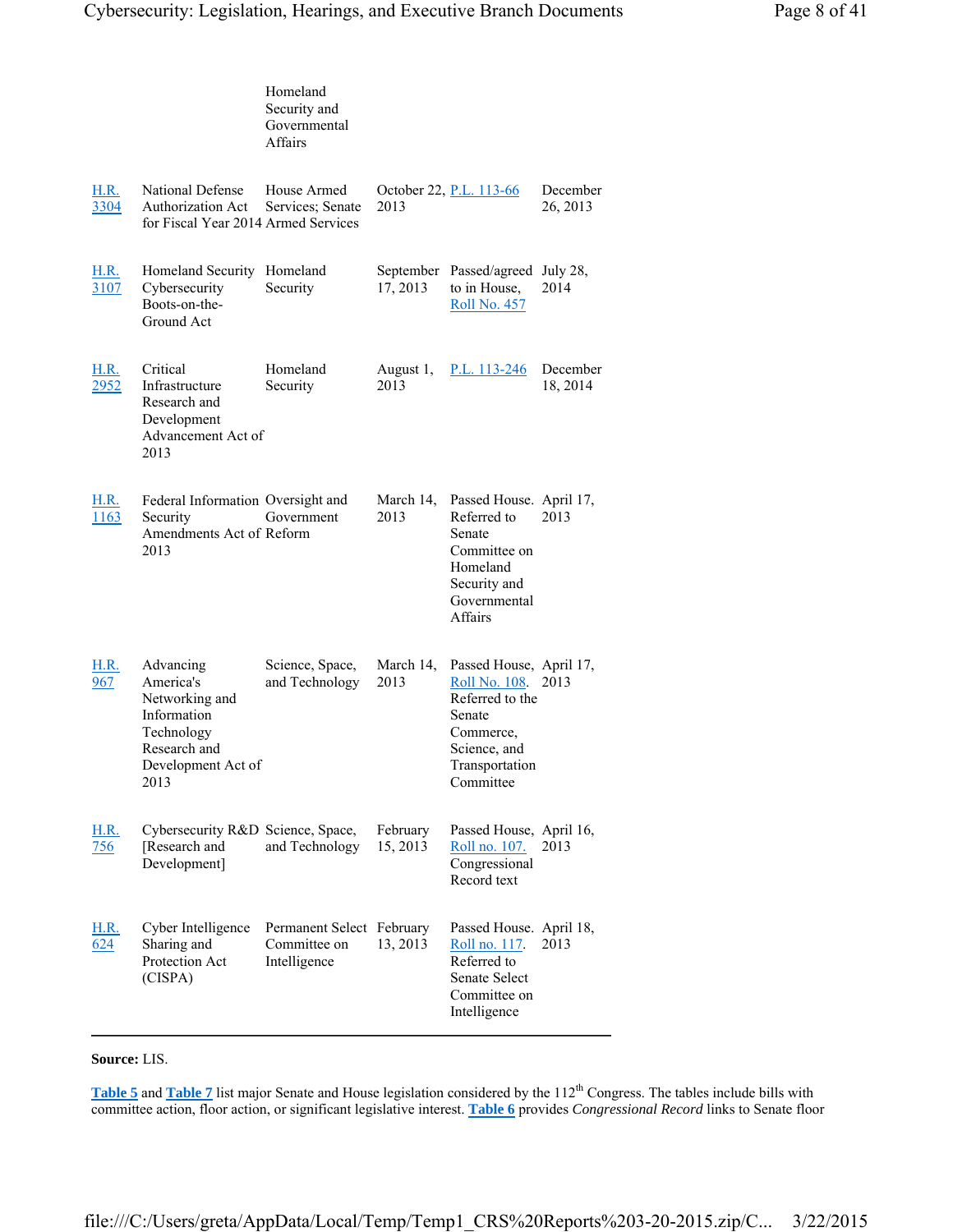| | | Homeland Security and Governmental Affairs | | | |
|---|---|---|---|---|---|
| H.R. 3304 | National Defense Authorization Act for Fiscal Year 2014 | House Armed Services; Senate Armed Services | October 22, 2013 | P.L. 113-66 | December 26, 2013 |
| H.R. 3107 | Homeland Security Cybersecurity Boots-on-the-Ground Act | Homeland Security | September 17, 2013 | Passed/agreed to in House, Roll No. 457 | July 28, 2014 |
| H.R. 2952 | Critical Infrastructure Research and Development Advancement Act of 2013 | Homeland Security | August 1, 2013 | P.L. 113-246 | December 18, 2014 |
| H.R. 1163 | Federal Information Security Amendments Act of 2013 | Oversight and Government Reform | March 14, 2013 | Passed House. Referred to Senate Committee on Homeland Security and Governmental Affairs | April 17, 2013 |
| H.R. 967 | Advancing America's Networking and Information Technology Research and Development Act of 2013 | Science, Space, and Technology | March 14, 2013 | Passed House, Roll No. 108. Referred to the Senate Commerce, Science, and Transportation Committee | April 17, 2013 |
| H.R. 756 | Cybersecurity R&D [Research and Development] | Science, Space, and Technology | February 15, 2013 | Passed House, Roll no. 107. Congressional Record text | April 16, 2013 |
| H.R. 624 | Cyber Intelligence Sharing and Protection Act (CISPA) | Permanent Select Committee on Intelligence | February 13, 2013 | Passed House. Roll no. 117. Referred to Senate Select Committee on Intelligence | April 18, 2013 |

**Source:** LIS.

**Table 5** and **Table 7** list major Senate and House legislation considered by the 112th Congress. The tables include bills with committee action, floor action, or significant legislative interest. **Table 6** provides *Congressional Record* links to Senate floor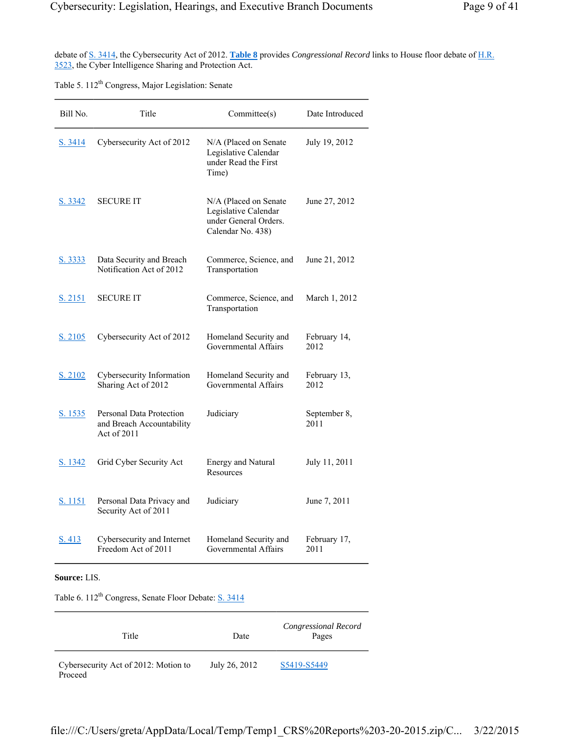debate of S. 3414, the Cybersecurity Act of 2012. **Table 8** provides *Congressional Record* links to House floor debate of H.R. 3523, the Cyber Intelligence Sharing and Protection Act.

Table 5. 112th Congress, Major Legislation: Senate

| Bill No. | Title | Committee(s) | Date Introduced |
| --- | --- | --- | --- |
| S. 3414 | Cybersecurity Act of 2012 | N/A (Placed on Senate Legislative Calendar under Read the First Time) | July 19, 2012 |
| S. 3342 | SECURE IT | N/A (Placed on Senate Legislative Calendar under General Orders. Calendar No. 438) | June 27, 2012 |
| S. 3333 | Data Security and Breach Notification Act of 2012 | Commerce, Science, and Transportation | June 21, 2012 |
| S. 2151 | SECURE IT | Commerce, Science, and Transportation | March 1, 2012 |
| S. 2105 | Cybersecurity Act of 2012 | Homeland Security and Governmental Affairs | February 14, 2012 |
| S. 2102 | Cybersecurity Information Sharing Act of 2012 | Homeland Security and Governmental Affairs | February 13, 2012 |
| S. 1535 | Personal Data Protection and Breach Accountability Act of 2011 | Judiciary | September 8, 2011 |
| S. 1342 | Grid Cyber Security Act | Energy and Natural Resources | July 11, 2011 |
| S. 1151 | Personal Data Privacy and Security Act of 2011 | Judiciary | June 7, 2011 |
| S. 413 | Cybersecurity and Internet Freedom Act of 2011 | Homeland Security and Governmental Affairs | February 17, 2011 |

**Source:** LIS.

Table 6. 112th Congress, Senate Floor Debate: S. 3414

| Title | Date | *Congressional Record* Pages |
| --- | --- | --- |
| Cybersecurity Act of 2012: Motion to Proceed | July 26, 2012 | S5419-S5449 |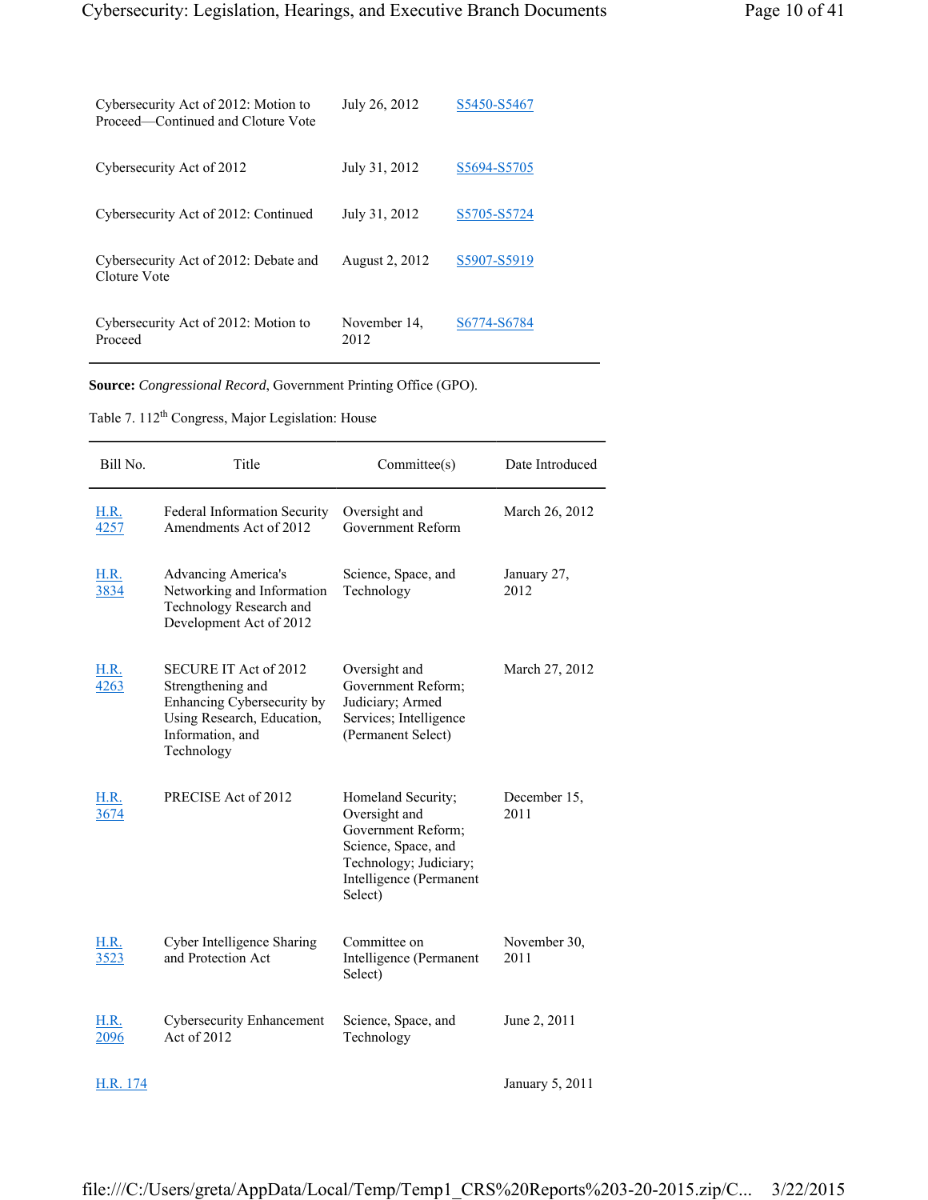| | | |
|---|---|---|
| Cybersecurity Act of 2012: Motion to Proceed—Continued and Cloture Vote | July 26, 2012 | S5450-S5467 |
| Cybersecurity Act of 2012 | July 31, 2012 | S5694-S5705 |
| Cybersecurity Act of 2012: Continued | July 31, 2012 | S5705-S5724 |
| Cybersecurity Act of 2012: Debate and Cloture Vote | August 2, 2012 | S5907-S5919 |
| Cybersecurity Act of 2012: Motion to Proceed | November 14, 2012 | S6774-S6784 |

**Source:** *Congressional Record*, Government Printing Office (GPO).

Table 7. 112th Congress, Major Legislation: House

| Bill No. | Title | Committee(s) | Date Introduced |
|---|---|---|---|
| H.R. 4257 | Federal Information Security Amendments Act of 2012 | Oversight and Government Reform | March 26, 2012 |
| H.R. 3834 | Advancing America's Networking and Information Technology Research and Development Act of 2012 | Science, Space, and Technology | January 27, 2012 |
| H.R. 4263 | SECURE IT Act of 2012 Strengthening and Enhancing Cybersecurity by Using Research, Education, Information, and Technology | Oversight and Government Reform; Judiciary; Armed Services; Intelligence (Permanent Select) | March 27, 2012 |
| H.R. 3674 | PRECISE Act of 2012 | Homeland Security; Oversight and Government Reform; Science, Space, and Technology; Judiciary; Intelligence (Permanent Select) | December 15, 2011 |
| H.R. 3523 | Cyber Intelligence Sharing and Protection Act | Committee on Intelligence (Permanent Select) | November 30, 2011 |
| H.R. 2096 | Cybersecurity Enhancement Act of 2012 | Science, Space, and Technology | June 2, 2011 |
| H.R. 174 | | | January 5, 2011 |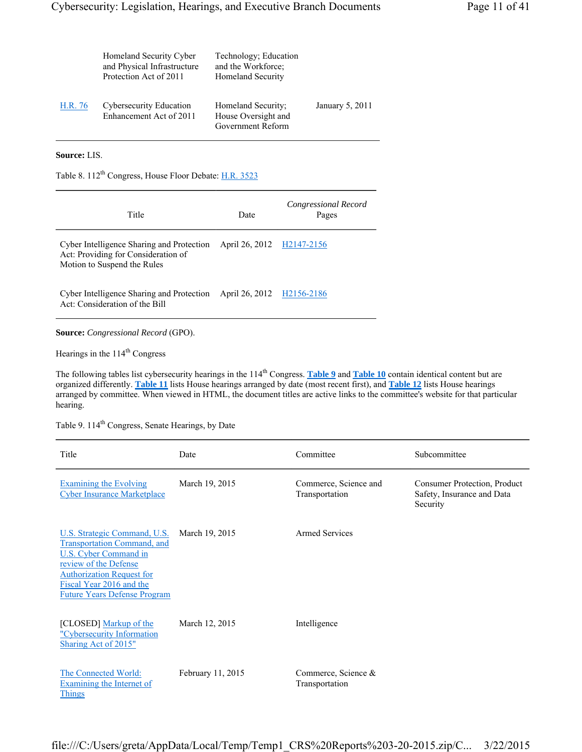| | Homeland Security Cyber and Physical Infrastructure Protection Act of 2011 | Technology; Education and the Workforce; Homeland Security | |
|---|---|---|---|
| H.R. 76 | Cybersecurity Education Enhancement Act of 2011 | Homeland Security; House Oversight and Government Reform | January 5, 2011 |

**Source:** LIS.

Table 8. 112th Congress, House Floor Debate: H.R. 3523

| Title | Date | *Congressional Record* Pages |
|---|---|---|
| Cyber Intelligence Sharing and Protection Act: Providing for Consideration of Motion to Suspend the Rules | April 26, 2012 | H2147-2156 |
| Cyber Intelligence Sharing and Protection Act: Consideration of the Bill | April 26, 2012 | H2156-2186 |

**Source:** *Congressional Record* (GPO).

Hearings in the 114th Congress

The following tables list cybersecurity hearings in the 114th Congress. **Table 9** and **Table 10** contain identical content but are organized differently. **Table 11** lists House hearings arranged by date (most recent first), and **Table 12** lists House hearings arranged by committee. When viewed in HTML, the document titles are active links to the committee's website for that particular hearing.

Table 9. 114th Congress, Senate Hearings, by Date

| Title | Date | Committee | Subcommittee |
|---|---|---|---|
| Examining the Evolving Cyber Insurance Marketplace | March 19, 2015 | Commerce, Science and Transportation | Consumer Protection, Product Safety, Insurance and Data Security |
| U.S. Strategic Command, U.S. Transportation Command, and U.S. Cyber Command in review of the Defense Authorization Request for Fiscal Year 2016 and the Future Years Defense Program | March 19, 2015 | Armed Services | |
| [CLOSED] Markup of the "Cybersecurity Information Sharing Act of 2015" | March 12, 2015 | Intelligence | |
| The Connected World: Examining the Internet of Things | February 11, 2015 | Commerce, Science & Transportation | |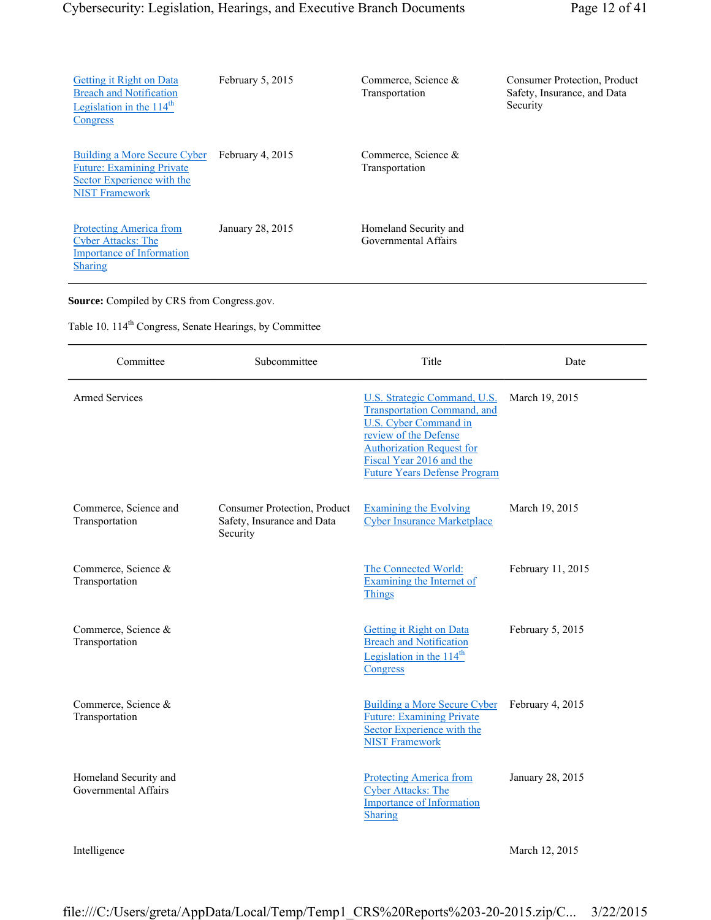| Title | Date | Committee | Subcommittee |
|---|---|---|---|
| Getting it Right on Data Breach and Notification Legislation in the 114th Congress | February 5, 2015 | Commerce, Science & Transportation | Consumer Protection, Product Safety, Insurance, and Data Security |
| Building a More Secure Cyber Future: Examining Private Sector Experience with the NIST Framework | February 4, 2015 | Commerce, Science & Transportation | |
| Protecting America from Cyber Attacks: The Importance of Information Sharing | January 28, 2015 | Homeland Security and Governmental Affairs | |

**Source:** Compiled by CRS from Congress.gov.

Table 10. 114th Congress, Senate Hearings, by Committee

| Committee | Subcommittee | Title | Date |
|---|---|---|---|
| Armed Services | | U.S. Strategic Command, U.S. Transportation Command, and U.S. Cyber Command in review of the Defense Authorization Request for Fiscal Year 2016 and the Future Years Defense Program | March 19, 2015 |
| Commerce, Science and Transportation | Consumer Protection, Product Safety, Insurance and Data Security | Examining the Evolving Cyber Insurance Marketplace | March 19, 2015 |
| Commerce, Science & Transportation | | The Connected World: Examining the Internet of Things | February 11, 2015 |
| Commerce, Science & Transportation | | Getting it Right on Data Breach and Notification Legislation in the 114th Congress | February 5, 2015 |
| Commerce, Science & Transportation | | Building a More Secure Cyber Future: Examining Private Sector Experience with the NIST Framework | February 4, 2015 |
| Homeland Security and Governmental Affairs | | Protecting America from Cyber Attacks: The Importance of Information Sharing | January 28, 2015 |
| Intelligence | | | March 12, 2015 |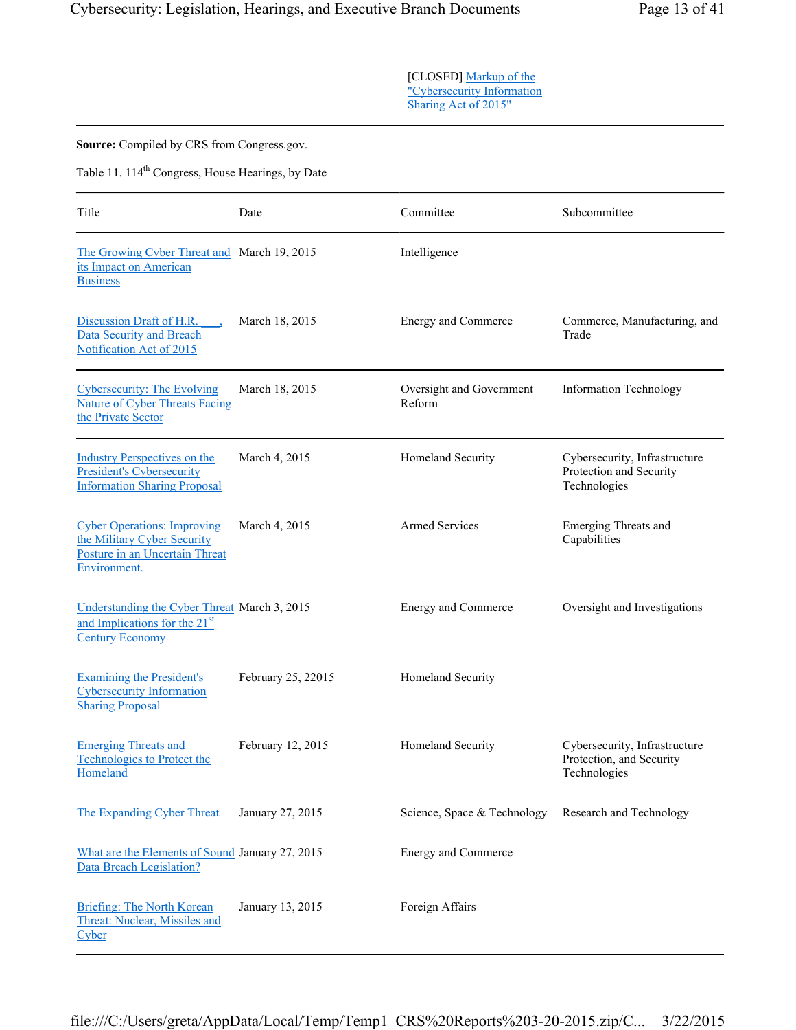| | | [CLOSED] Markup of the "Cybersecurity Information Sharing Act of 2015" | |
|---|---|---|---|

**Source:** Compiled by CRS from Congress.gov.

Table 11. 114th Congress, House Hearings, by Date

| Title | Date | Committee | Subcommittee |
|---|---|---|---|
| The Growing Cyber Threat and its Impact on American Business | March 19, 2015 | Intelligence | |
| Discussion Draft of H.R. ___, Data Security and Breach Notification Act of 2015 | March 18, 2015 | Energy and Commerce | Commerce, Manufacturing, and Trade |
| Cybersecurity: The Evolving Nature of Cyber Threats Facing the Private Sector | March 18, 2015 | Oversight and Government Reform | Information Technology |
| Industry Perspectives on the President's Cybersecurity Information Sharing Proposal | March 4, 2015 | Homeland Security | Cybersecurity, Infrastructure Protection and Security Technologies |
| Cyber Operations: Improving the Military Cyber Security Posture in an Uncertain Threat Environment. | March 4, 2015 | Armed Services | Emerging Threats and Capabilities |
| Understanding the Cyber Threat and Implications for the 21st Century Economy | March 3, 2015 | Energy and Commerce | Oversight and Investigations |
| Examining the President's Cybersecurity Information Sharing Proposal | February 25, 22015 | Homeland Security | |
| Emerging Threats and Technologies to Protect the Homeland | February 12, 2015 | Homeland Security | Cybersecurity, Infrastructure Protection, and Security Technologies |
| The Expanding Cyber Threat | January 27, 2015 | Science, Space & Technology | Research and Technology |
| What are the Elements of Sound Data Breach Legislation? | January 27, 2015 | Energy and Commerce | |
| Briefing: The North Korean Threat: Nuclear, Missiles and Cyber | January 13, 2015 | Foreign Affairs | |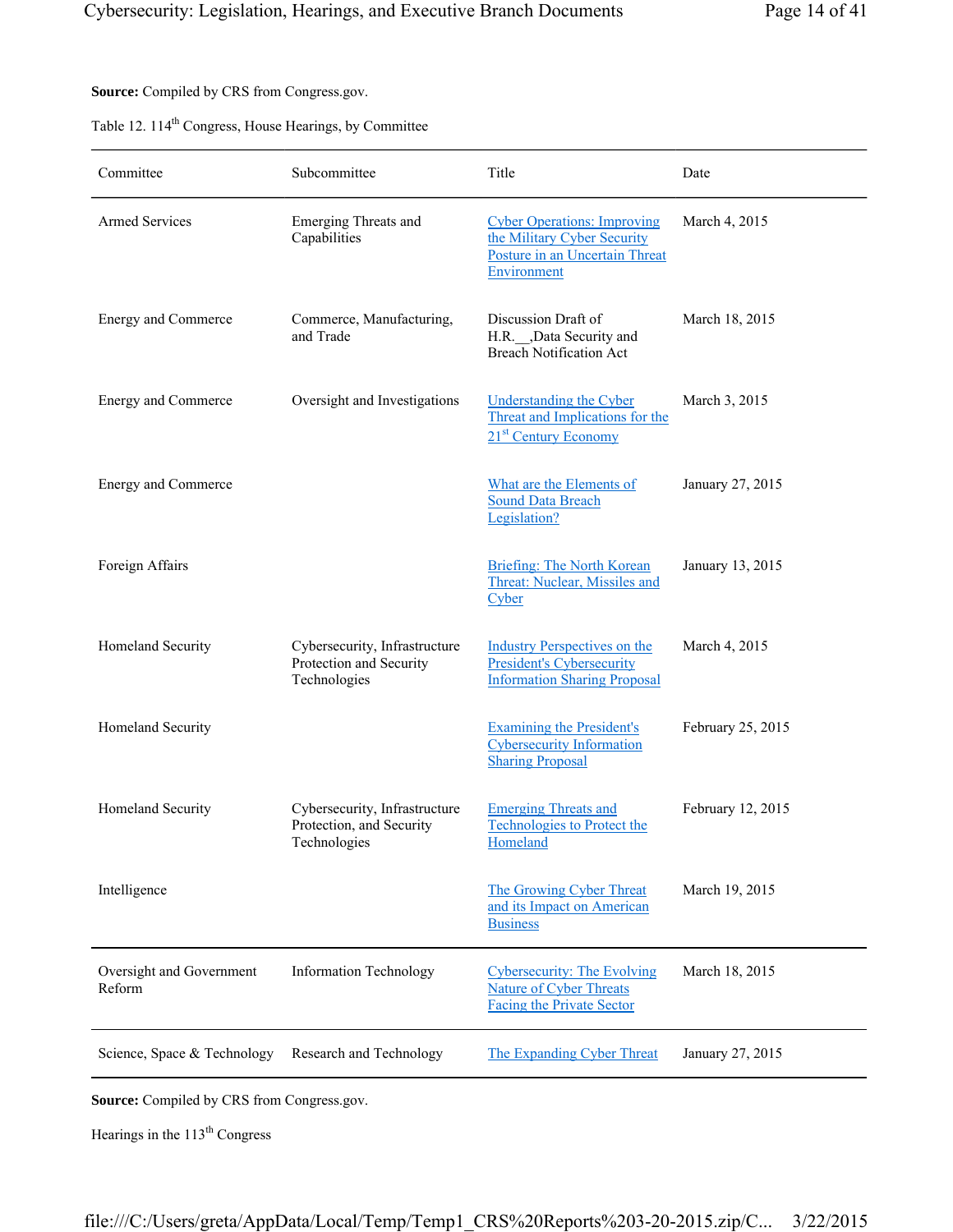**Source:** Compiled by CRS from Congress.gov.

Table 12. 114th Congress, House Hearings, by Committee

| Committee | Subcommittee | Title | Date |
|---|---|---|---|
| Armed Services | Emerging Threats and Capabilities | Cyber Operations: Improving the Military Cyber Security Posture in an Uncertain Threat Environment | March 4, 2015 |
| Energy and Commerce | Commerce, Manufacturing, and Trade | Discussion Draft of H.R.__,Data Security and Breach Notification Act | March 18, 2015 |
| Energy and Commerce | Oversight and Investigations | Understanding the Cyber Threat and Implications for the 21st Century Economy | March 3, 2015 |
| Energy and Commerce | | What are the Elements of Sound Data Breach Legislation? | January 27, 2015 |
| Foreign Affairs | | Briefing: The North Korean Threat: Nuclear, Missiles and Cyber | January 13, 2015 |
| Homeland Security | Cybersecurity, Infrastructure Protection and Security Technologies | Industry Perspectives on the President's Cybersecurity Information Sharing Proposal | March 4, 2015 |
| Homeland Security | | Examining the President's Cybersecurity Information Sharing Proposal | February 25, 2015 |
| Homeland Security | Cybersecurity, Infrastructure Protection, and Security Technologies | Emerging Threats and Technologies to Protect the Homeland | February 12, 2015 |
| Intelligence | | The Growing Cyber Threat and its Impact on American Business | March 19, 2015 |
| Oversight and Government Reform | Information Technology | Cybersecurity: The Evolving Nature of Cyber Threats Facing the Private Sector | March 18, 2015 |
| Science, Space & Technology | Research and Technology | The Expanding Cyber Threat | January 27, 2015 |

**Source:** Compiled by CRS from Congress.gov.

Hearings in the 113th Congress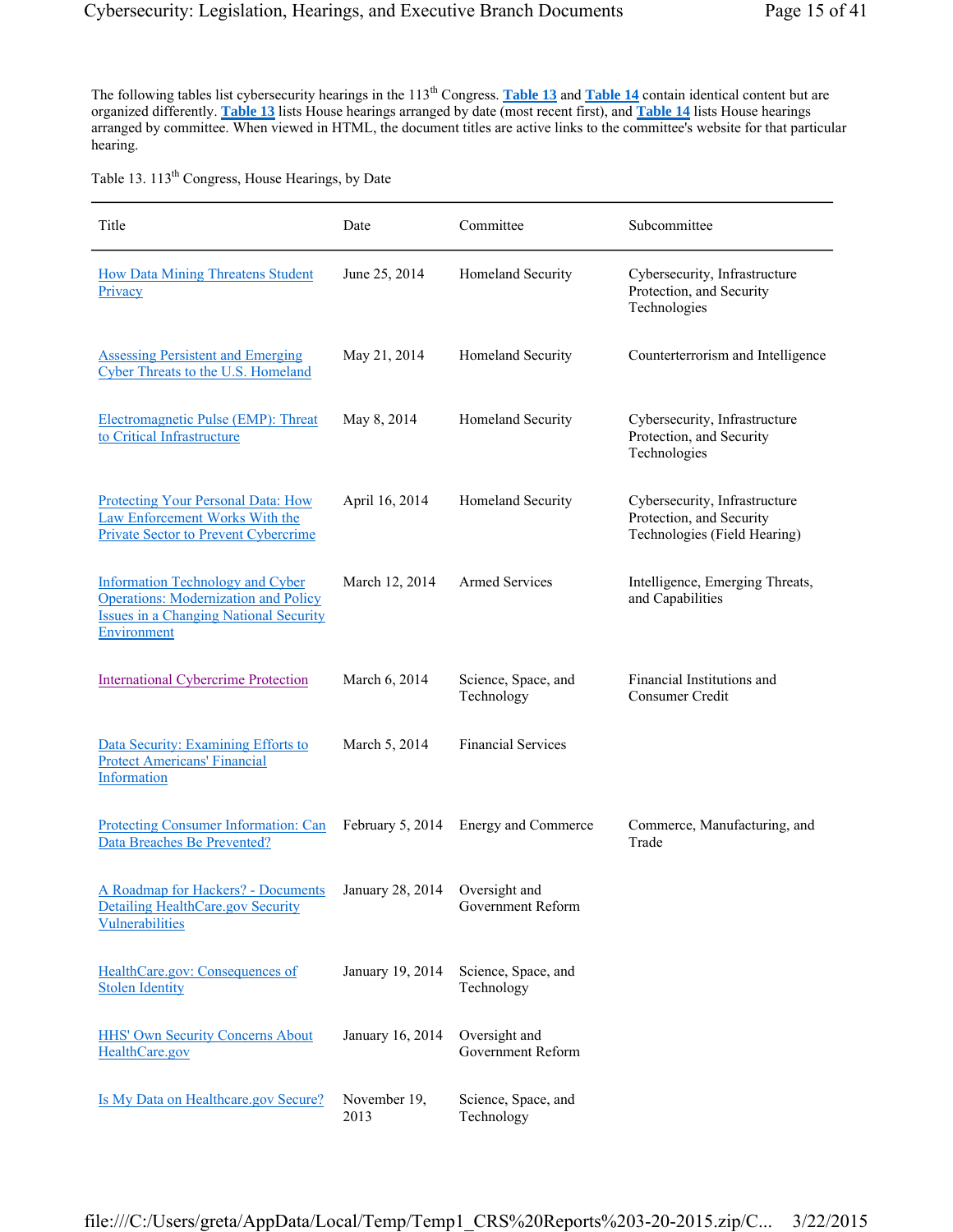The following tables list cybersecurity hearings in the 113th Congress. **Table 13** and **Table 14** contain identical content but are organized differently. **Table 13** lists House hearings arranged by date (most recent first), and **Table 14** lists House hearings arranged by committee. When viewed in HTML, the document titles are active links to the committee's website for that particular hearing.

Table 13. 113th Congress, House Hearings, by Date

| Title | Date | Committee | Subcommittee |
|---|---|---|---|
| How Data Mining Threatens Student Privacy | June 25, 2014 | Homeland Security | Cybersecurity, Infrastructure Protection, and Security Technologies |
| Assessing Persistent and Emerging Cyber Threats to the U.S. Homeland | May 21, 2014 | Homeland Security | Counterterrorism and Intelligence |
| Electromagnetic Pulse (EMP): Threat to Critical Infrastructure | May 8, 2014 | Homeland Security | Cybersecurity, Infrastructure Protection, and Security Technologies |
| Protecting Your Personal Data: How Law Enforcement Works With the Private Sector to Prevent Cybercrime | April 16, 2014 | Homeland Security | Cybersecurity, Infrastructure Protection, and Security Technologies (Field Hearing) |
| Information Technology and Cyber Operations: Modernization and Policy Issues in a Changing National Security Environment | March 12, 2014 | Armed Services | Intelligence, Emerging Threats, and Capabilities |
| International Cybercrime Protection | March 6, 2014 | Science, Space, and Technology | Financial Institutions and Consumer Credit |
| Data Security: Examining Efforts to Protect Americans' Financial Information | March 5, 2014 | Financial Services | |
| Protecting Consumer Information: Can Data Breaches Be Prevented? | February 5, 2014 | Energy and Commerce | Commerce, Manufacturing, and Trade |
| A Roadmap for Hackers? - Documents Detailing HealthCare.gov Security Vulnerabilities | January 28, 2014 | Oversight and Government Reform | |
| HealthCare.gov: Consequences of Stolen Identity | January 19, 2014 | Science, Space, and Technology | |
| HHS' Own Security Concerns About HealthCare.gov | January 16, 2014 | Oversight and Government Reform | |
| Is My Data on Healthcare.gov Secure? | November 19, 2013 | Science, Space, and Technology | |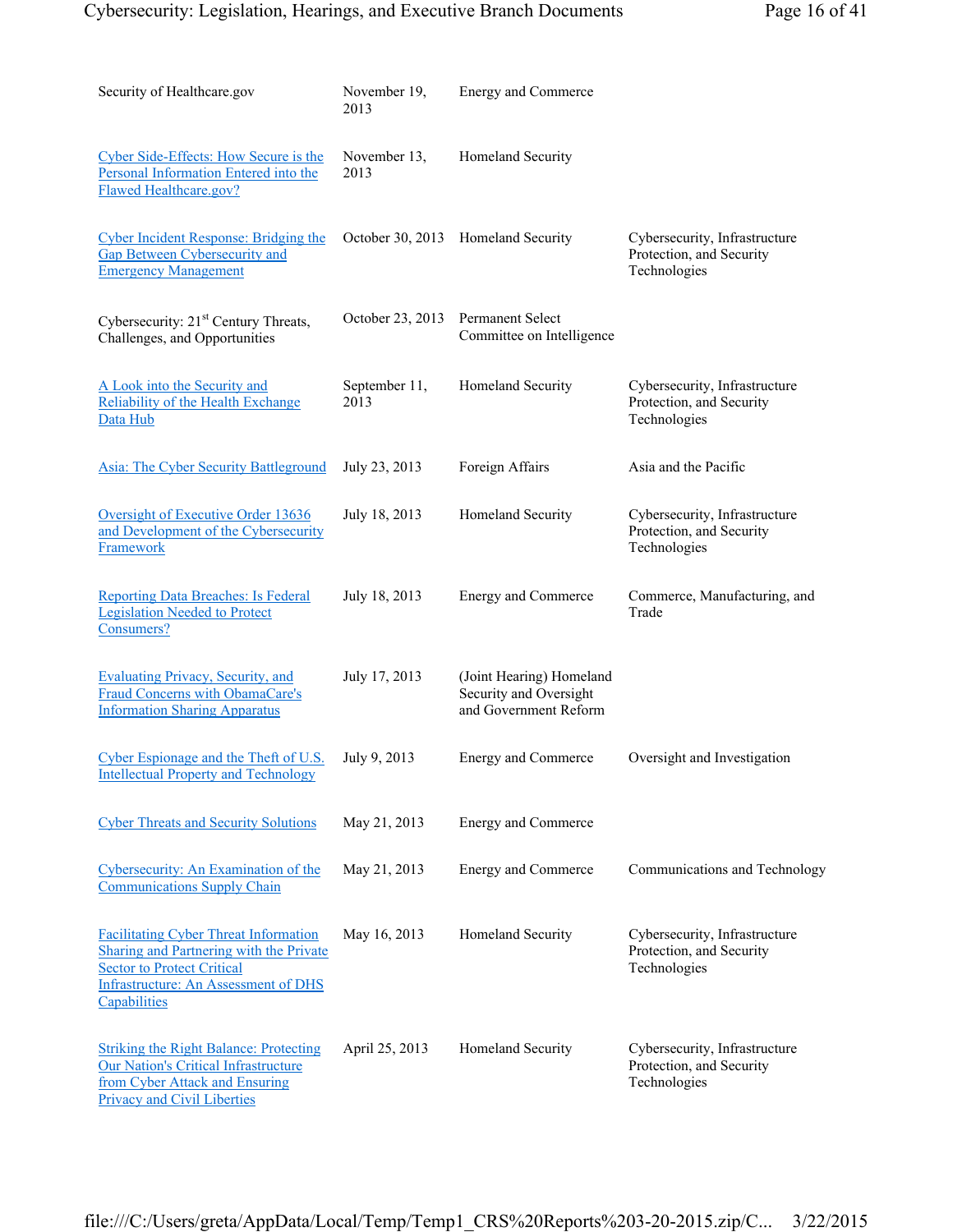| | | | |
|---|---|---|---|
| Security of Healthcare.gov | November 19, 2013 | Energy and Commerce | |
| Cyber Side-Effects: How Secure is the Personal Information Entered into the Flawed Healthcare.gov? | November 13, 2013 | Homeland Security | |
| Cyber Incident Response: Bridging the Gap Between Cybersecurity and Emergency Management | October 30, 2013 | Homeland Security | Cybersecurity, Infrastructure Protection, and Security Technologies |
| Cybersecurity: 21st Century Threats, Challenges, and Opportunities | October 23, 2013 | Permanent Select Committee on Intelligence | |
| A Look into the Security and Reliability of the Health Exchange Data Hub | September 11, 2013 | Homeland Security | Cybersecurity, Infrastructure Protection, and Security Technologies |
| Asia: The Cyber Security Battleground | July 23, 2013 | Foreign Affairs | Asia and the Pacific |
| Oversight of Executive Order 13636 and Development of the Cybersecurity Framework | July 18, 2013 | Homeland Security | Cybersecurity, Infrastructure Protection, and Security Technologies |
| Reporting Data Breaches: Is Federal Legislation Needed to Protect Consumers? | July 18, 2013 | Energy and Commerce | Commerce, Manufacturing, and Trade |
| Evaluating Privacy, Security, and Fraud Concerns with ObamaCare's Information Sharing Apparatus | July 17, 2013 | (Joint Hearing) Homeland Security and Oversight and Government Reform | |
| Cyber Espionage and the Theft of U.S. Intellectual Property and Technology | July 9, 2013 | Energy and Commerce | Oversight and Investigation |
| Cyber Threats and Security Solutions | May 21, 2013 | Energy and Commerce | |
| Cybersecurity: An Examination of the Communications Supply Chain | May 21, 2013 | Energy and Commerce | Communications and Technology |
| Facilitating Cyber Threat Information Sharing and Partnering with the Private Sector to Protect Critical Infrastructure: An Assessment of DHS Capabilities | May 16, 2013 | Homeland Security | Cybersecurity, Infrastructure Protection, and Security Technologies |
| Striking the Right Balance: Protecting Our Nation's Critical Infrastructure from Cyber Attack and Ensuring Privacy and Civil Liberties | April 25, 2013 | Homeland Security | Cybersecurity, Infrastructure Protection, and Security Technologies |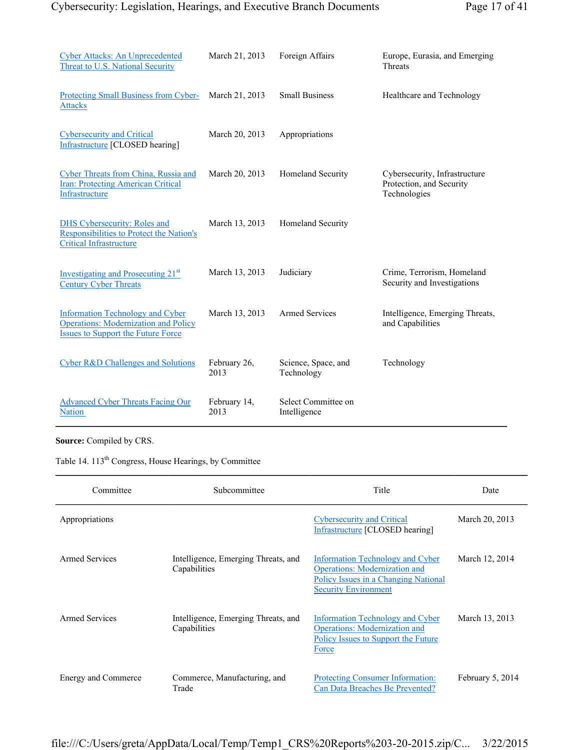| | | | |
|---|---|---|---|
| Cyber Attacks: An Unprecedented Threat to U.S. National Security | March 21, 2013 | Foreign Affairs | Europe, Eurasia, and Emerging Threats |
| Protecting Small Business from Cyber-Attacks | March 21, 2013 | Small Business | Healthcare and Technology |
| Cybersecurity and Critical Infrastructure [CLOSED hearing] | March 20, 2013 | Appropriations | |
| Cyber Threats from China, Russia and Iran: Protecting American Critical Infrastructure | March 20, 2013 | Homeland Security | Cybersecurity, Infrastructure Protection, and Security Technologies |
| DHS Cybersecurity: Roles and Responsibilities to Protect the Nation's Critical Infrastructure | March 13, 2013 | Homeland Security | |
| Investigating and Prosecuting 21st Century Cyber Threats | March 13, 2013 | Judiciary | Crime, Terrorism, Homeland Security and Investigations |
| Information Technology and Cyber Operations: Modernization and Policy Issues to Support the Future Force | March 13, 2013 | Armed Services | Intelligence, Emerging Threats, and Capabilities |
| Cyber R&D Challenges and Solutions | February 26, 2013 | Science, Space, and Technology | Technology |
| Advanced Cyber Threats Facing Our Nation | February 14, 2013 | Select Committee on Intelligence | |

**Source:** Compiled by CRS.

Table 14. 113th Congress, House Hearings, by Committee

| Committee | Subcommittee | Title | Date |
|---|---|---|---|
| Appropriations | | Cybersecurity and Critical Infrastructure [CLOSED hearing] | March 20, 2013 |
| Armed Services | Intelligence, Emerging Threats, and Capabilities | Information Technology and Cyber Operations: Modernization and Policy Issues in a Changing National Security Environment | March 12, 2014 |
| Armed Services | Intelligence, Emerging Threats, and Capabilities | Information Technology and Cyber Operations: Modernization and Policy Issues to Support the Future Force | March 13, 2013 |
| Energy and Commerce | Commerce, Manufacturing, and Trade | Protecting Consumer Information: Can Data Breaches Be Prevented? | February 5, 2014 |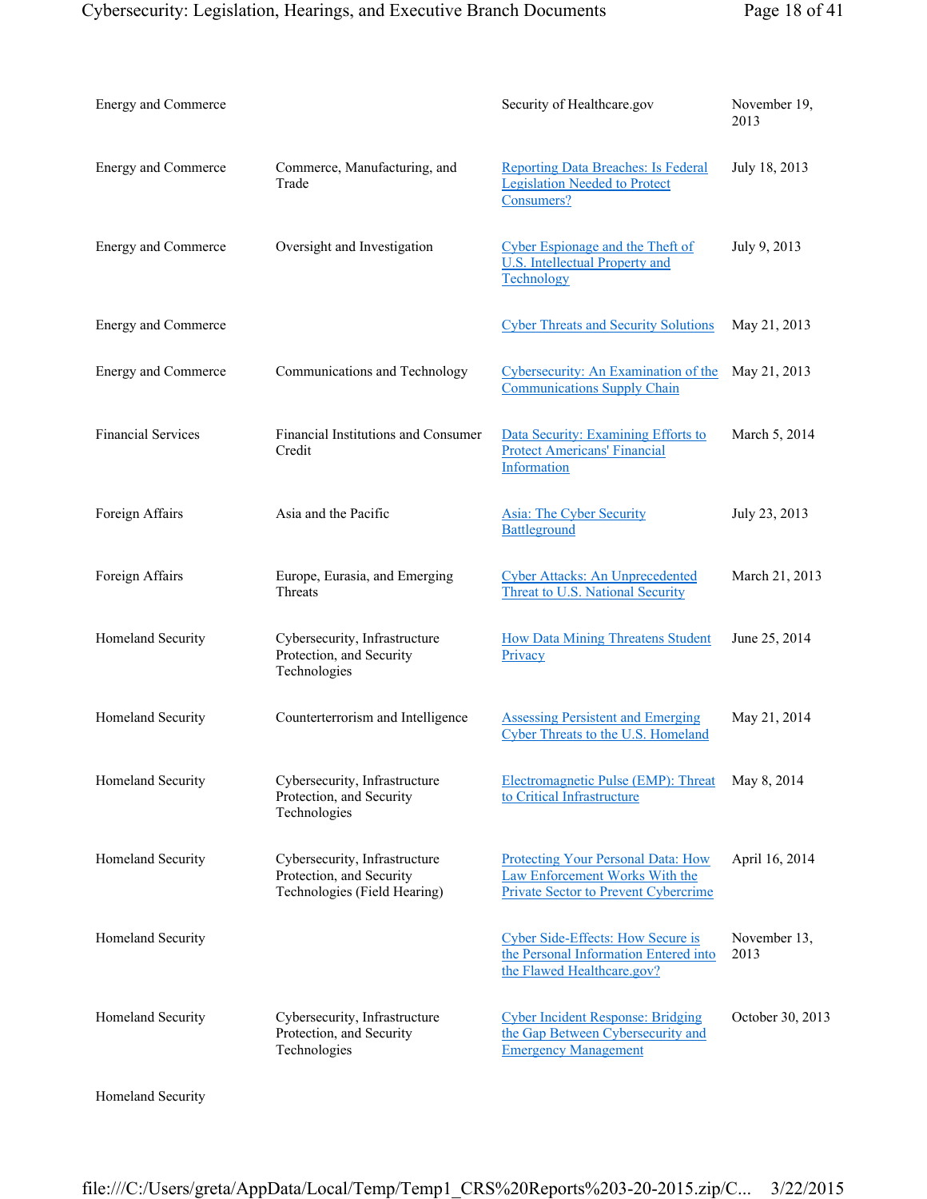| | | | |
|---|---|---|---|
| Energy and Commerce | | Security of Healthcare.gov | November 19, 2013 |
| Energy and Commerce | Commerce, Manufacturing, and Trade | Reporting Data Breaches: Is Federal Legislation Needed to Protect Consumers? | July 18, 2013 |
| Energy and Commerce | Oversight and Investigation | Cyber Espionage and the Theft of U.S. Intellectual Property and Technology | July 9, 2013 |
| Energy and Commerce | | Cyber Threats and Security Solutions | May 21, 2013 |
| Energy and Commerce | Communications and Technology | Cybersecurity: An Examination of the Communications Supply Chain | May 21, 2013 |
| Financial Services | Financial Institutions and Consumer Credit | Data Security: Examining Efforts to Protect Americans' Financial Information | March 5, 2014 |
| Foreign Affairs | Asia and the Pacific | Asia: The Cyber Security Battleground | July 23, 2013 |
| Foreign Affairs | Europe, Eurasia, and Emerging Threats | Cyber Attacks: An Unprecedented Threat to U.S. National Security | March 21, 2013 |
| Homeland Security | Cybersecurity, Infrastructure Protection, and Security Technologies | How Data Mining Threatens Student Privacy | June 25, 2014 |
| Homeland Security | Counterterrorism and Intelligence | Assessing Persistent and Emerging Cyber Threats to the U.S. Homeland | May 21, 2014 |
| Homeland Security | Cybersecurity, Infrastructure Protection, and Security Technologies | Electromagnetic Pulse (EMP): Threat to Critical Infrastructure | May 8, 2014 |
| Homeland Security | Cybersecurity, Infrastructure Protection, and Security Technologies (Field Hearing) | Protecting Your Personal Data: How Law Enforcement Works With the Private Sector to Prevent Cybercrime | April 16, 2014 |
| Homeland Security | | Cyber Side-Effects: How Secure is the Personal Information Entered into the Flawed Healthcare.gov? | November 13, 2013 |
| Homeland Security | Cybersecurity, Infrastructure Protection, and Security Technologies | Cyber Incident Response: Bridging the Gap Between Cybersecurity and Emergency Management | October 30, 2013 |
| Homeland Security | | | |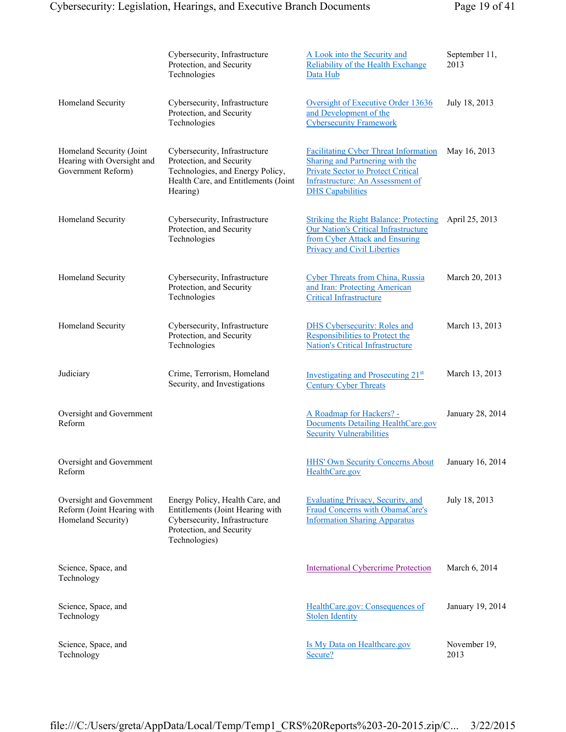| | | | |
|---|---|---|---|
| | Cybersecurity, Infrastructure Protection, and Security Technologies | A Look into the Security and Reliability of the Health Exchange Data Hub | September 11, 2013 |
| Homeland Security | Cybersecurity, Infrastructure Protection, and Security Technologies | Oversight of Executive Order 13636 and Development of the Cybersecurity Framework | July 18, 2013 |
| Homeland Security (Joint Hearing with Oversight and Government Reform) | Cybersecurity, Infrastructure Protection, and Security Technologies, and Energy Policy, Health Care, and Entitlements (Joint Hearing) | Facilitating Cyber Threat Information Sharing and Partnering with the Private Sector to Protect Critical Infrastructure: An Assessment of DHS Capabilities | May 16, 2013 |
| Homeland Security | Cybersecurity, Infrastructure Protection, and Security Technologies | Striking the Right Balance: Protecting Our Nation's Critical Infrastructure from Cyber Attack and Ensuring Privacy and Civil Liberties | April 25, 2013 |
| Homeland Security | Cybersecurity, Infrastructure Protection, and Security Technologies | Cyber Threats from China, Russia and Iran: Protecting American Critical Infrastructure | March 20, 2013 |
| Homeland Security | Cybersecurity, Infrastructure Protection, and Security Technologies | DHS Cybersecurity: Roles and Responsibilities to Protect the Nation's Critical Infrastructure | March 13, 2013 |
| Judiciary | Crime, Terrorism, Homeland Security, and Investigations | Investigating and Prosecuting 21st Century Cyber Threats | March 13, 2013 |
| Oversight and Government Reform | | A Roadmap for Hackers? - Documents Detailing HealthCare.gov Security Vulnerabilities | January 28, 2014 |
| Oversight and Government Reform | | HHS' Own Security Concerns About HealthCare.gov | January 16, 2014 |
| Oversight and Government Reform (Joint Hearing with Homeland Security) | Energy Policy, Health Care, and Entitlements (Joint Hearing with Cybersecurity, Infrastructure Protection, and Security Technologies) | Evaluating Privacy, Security, and Fraud Concerns with ObamaCare's Information Sharing Apparatus | July 18, 2013 |
| Science, Space, and Technology | | International Cybercrime Protection | March 6, 2014 |
| Science, Space, and Technology | | HealthCare.gov: Consequences of Stolen Identity | January 19, 2014 |
| Science, Space, and Technology | | Is My Data on Healthcare.gov Secure? | November 19, 2013 |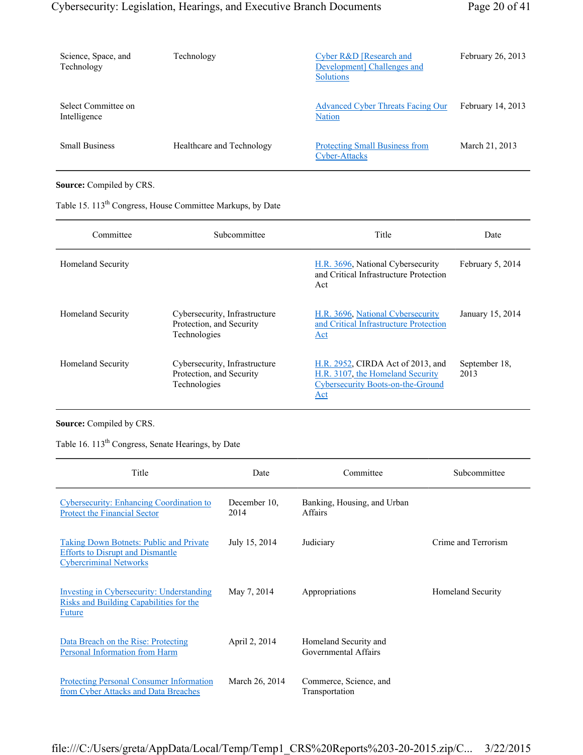| Science, Space, and Technology | Technology | Cyber R&D [Research and Development] Challenges and Solutions | February 26, 2013 |
|---|---|---|---|
| Select Committee on Intelligence | | Advanced Cyber Threats Facing Our Nation | February 14, 2013 |
| Small Business | Healthcare and Technology | Protecting Small Business from Cyber-Attacks | March 21, 2013 |

**Source:** Compiled by CRS.

Table 15. 113th Congress, House Committee Markups, by Date

| Committee | Subcommittee | Title | Date |
|---|---|---|---|
| Homeland Security | | H.R. 3696, National Cybersecurity and Critical Infrastructure Protection Act | February 5, 2014 |
| Homeland Security | Cybersecurity, Infrastructure Protection, and Security Technologies | H.R. 3696, National Cybersecurity and Critical Infrastructure Protection Act | January 15, 2014 |
| Homeland Security | Cybersecurity, Infrastructure Protection, and Security Technologies | H.R. 2952, CIRDA Act of 2013, and H.R. 3107, the Homeland Security Cybersecurity Boots-on-the-Ground Act | September 18, 2013 |

**Source:** Compiled by CRS.

Table 16. 113th Congress, Senate Hearings, by Date

| Title | Date | Committee | Subcommittee |
|---|---|---|---|
| Cybersecurity: Enhancing Coordination to Protect the Financial Sector | December 10, 2014 | Banking, Housing, and Urban Affairs | |
| Taking Down Botnets: Public and Private Efforts to Disrupt and Dismantle Cybercriminal Networks | July 15, 2014 | Judiciary | Crime and Terrorism |
| Investing in Cybersecurity: Understanding Risks and Building Capabilities for the Future | May 7, 2014 | Appropriations | Homeland Security |
| Data Breach on the Rise: Protecting Personal Information from Harm | April 2, 2014 | Homeland Security and Governmental Affairs | |
| Protecting Personal Consumer Information from Cyber Attacks and Data Breaches | March 26, 2014 | Commerce, Science, and Transportation | |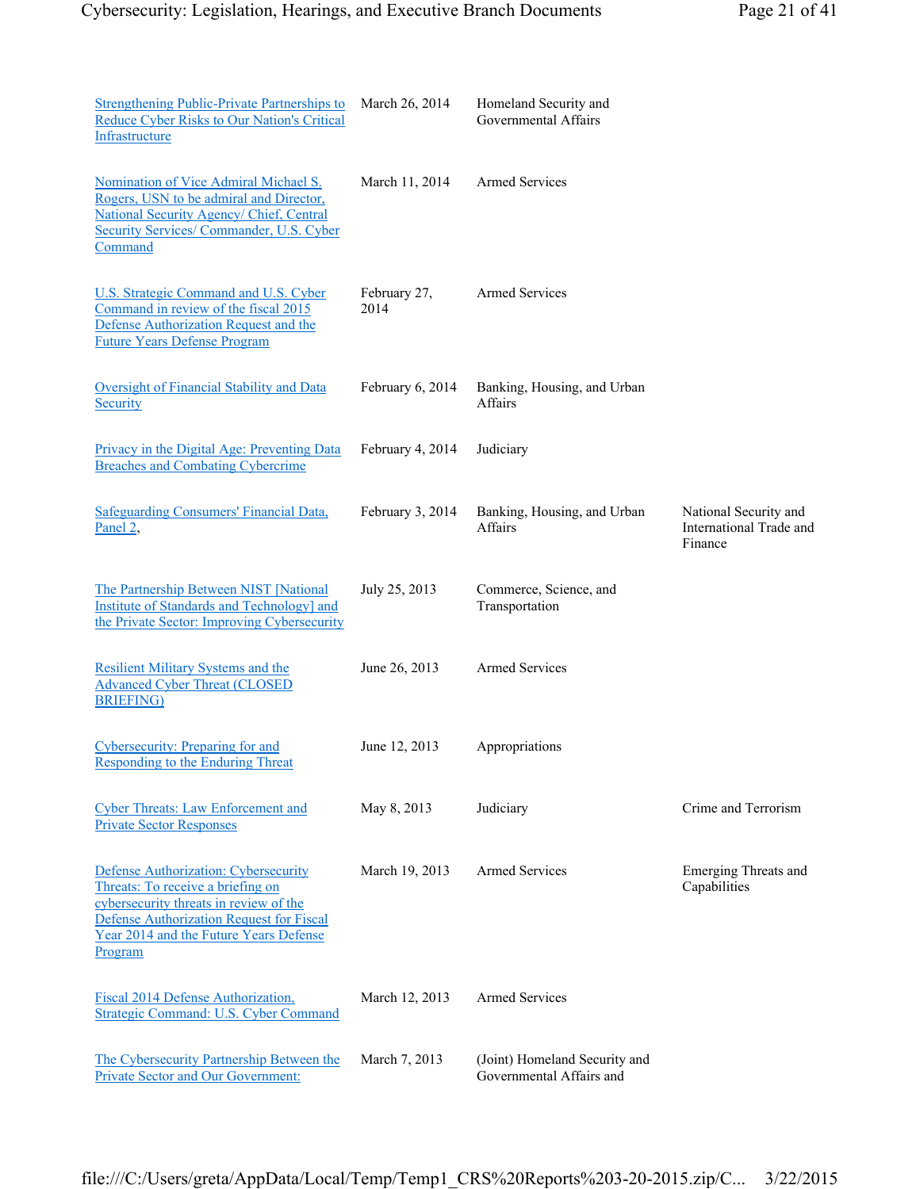| | | | |
|---|---|---|---|
| Strengthening Public-Private Partnerships to Reduce Cyber Risks to Our Nation's Critical Infrastructure | March 26, 2014 | Homeland Security and Governmental Affairs | |
| Nomination of Vice Admiral Michael S. Rogers, USN to be admiral and Director, National Security Agency/ Chief, Central Security Services/ Commander, U.S. Cyber Command | March 11, 2014 | Armed Services | |
| U.S. Strategic Command and U.S. Cyber Command in review of the fiscal 2015 Defense Authorization Request and the Future Years Defense Program | February 27, 2014 | Armed Services | |
| Oversight of Financial Stability and Data Security | February 6, 2014 | Banking, Housing, and Urban Affairs | |
| Privacy in the Digital Age: Preventing Data Breaches and Combating Cybercrime | February 4, 2014 | Judiciary | |
| Safeguarding Consumers' Financial Data, Panel 2, | February 3, 2014 | Banking, Housing, and Urban Affairs | National Security and International Trade and Finance |
| The Partnership Between NIST [National Institute of Standards and Technology] and the Private Sector: Improving Cybersecurity | July 25, 2013 | Commerce, Science, and Transportation | |
| Resilient Military Systems and the Advanced Cyber Threat (CLOSED BRIEFING) | June 26, 2013 | Armed Services | |
| Cybersecurity: Preparing for and Responding to the Enduring Threat | June 12, 2013 | Appropriations | |
| Cyber Threats: Law Enforcement and Private Sector Responses | May 8, 2013 | Judiciary | Crime and Terrorism |
| Defense Authorization: Cybersecurity Threats: To receive a briefing on cybersecurity threats in review of the Defense Authorization Request for Fiscal Year 2014 and the Future Years Defense Program | March 19, 2013 | Armed Services | Emerging Threats and Capabilities |
| Fiscal 2014 Defense Authorization, Strategic Command: U.S. Cyber Command | March 12, 2013 | Armed Services | |
| The Cybersecurity Partnership Between the Private Sector and Our Government: | March 7, 2013 | (Joint) Homeland Security and Governmental Affairs and | |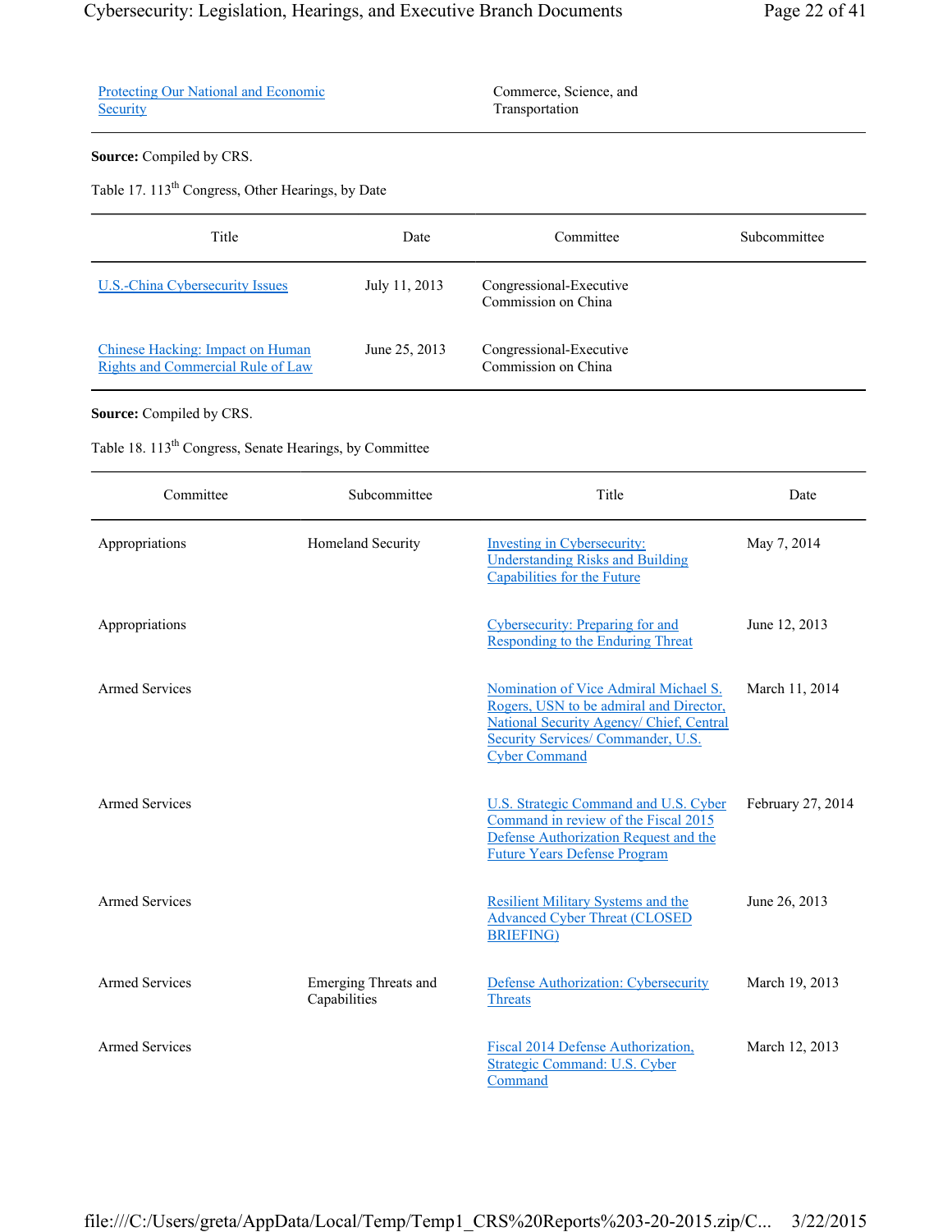| Protecting Our National and Economic Security | Commerce, Science, and Transportation |
|---|---|

**Source:** Compiled by CRS.

Table 17. 113th Congress, Other Hearings, by Date

| Title | Date | Committee | Subcommittee |
|---|---|---|---|
| U.S.-China Cybersecurity Issues | July 11, 2013 | Congressional-Executive Commission on China | |
| Chinese Hacking: Impact on Human Rights and Commercial Rule of Law | June 25, 2013 | Congressional-Executive Commission on China | |

**Source:** Compiled by CRS.

Table 18. 113th Congress, Senate Hearings, by Committee

| Committee | Subcommittee | Title | Date |
|---|---|---|---|
| Appropriations | Homeland Security | Investing in Cybersecurity: Understanding Risks and Building Capabilities for the Future | May 7, 2014 |
| Appropriations | | Cybersecurity: Preparing for and Responding to the Enduring Threat | June 12, 2013 |
| Armed Services | | Nomination of Vice Admiral Michael S. Rogers, USN to be admiral and Director, National Security Agency/ Chief, Central Security Services/ Commander, U.S. Cyber Command | March 11, 2014 |
| Armed Services | | U.S. Strategic Command and U.S. Cyber Command in review of the Fiscal 2015 Defense Authorization Request and the Future Years Defense Program | February 27, 2014 |
| Armed Services | | Resilient Military Systems and the Advanced Cyber Threat (CLOSED BRIEFING) | June 26, 2013 |
| Armed Services | Emerging Threats and Capabilities | Defense Authorization: Cybersecurity Threats | March 19, 2013 |
| Armed Services | | Fiscal 2014 Defense Authorization, Strategic Command: U.S. Cyber Command | March 12, 2013 |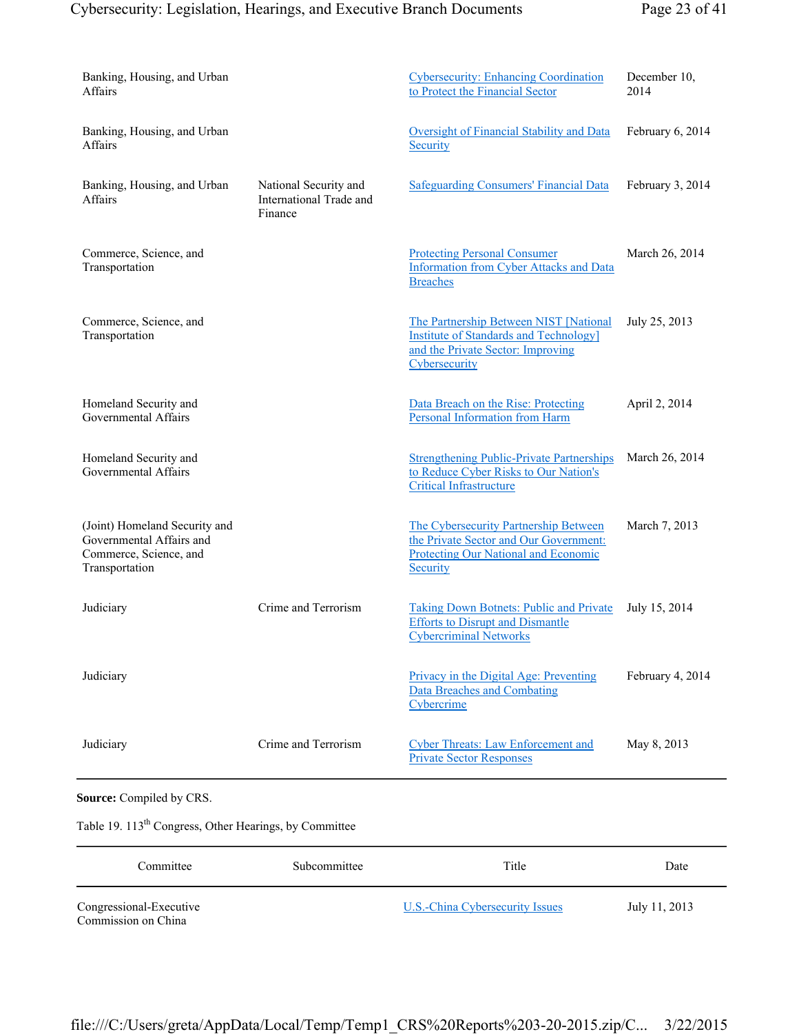| Committee | Subcommittee | Title | Date |
|---|---|---|---|
| Banking, Housing, and Urban Affairs | | Cybersecurity: Enhancing Coordination to Protect the Financial Sector | December 10, 2014 |
| Banking, Housing, and Urban Affairs | | Oversight of Financial Stability and Data Security | February 6, 2014 |
| Banking, Housing, and Urban Affairs | National Security and International Trade and Finance | Safeguarding Consumers' Financial Data | February 3, 2014 |
| Commerce, Science, and Transportation | | Protecting Personal Consumer Information from Cyber Attacks and Data Breaches | March 26, 2014 |
| Commerce, Science, and Transportation | | The Partnership Between NIST [National Institute of Standards and Technology] and the Private Sector: Improving Cybersecurity | July 25, 2013 |
| Homeland Security and Governmental Affairs | | Data Breach on the Rise: Protecting Personal Information from Harm | April 2, 2014 |
| Homeland Security and Governmental Affairs | | Strengthening Public-Private Partnerships to Reduce Cyber Risks to Our Nation's Critical Infrastructure | March 26, 2014 |
| (Joint) Homeland Security and Governmental Affairs and Commerce, Science, and Transportation | | The Cybersecurity Partnership Between the Private Sector and Our Government: Protecting Our National and Economic Security | March 7, 2013 |
| Judiciary | Crime and Terrorism | Taking Down Botnets: Public and Private Efforts to Disrupt and Dismantle Cybercriminal Networks | July 15, 2014 |
| Judiciary | | Privacy in the Digital Age: Preventing Data Breaches and Combating Cybercrime | February 4, 2014 |
| Judiciary | Crime and Terrorism | Cyber Threats: Law Enforcement and Private Sector Responses | May 8, 2013 |

**Source:** Compiled by CRS.

Table 19. 113th Congress, Other Hearings, by Committee

| Committee | Subcommittee | Title | Date |
|---|---|---|---|
| Congressional-Executive Commission on China | | U.S.-China Cybersecurity Issues | July 11, 2013 |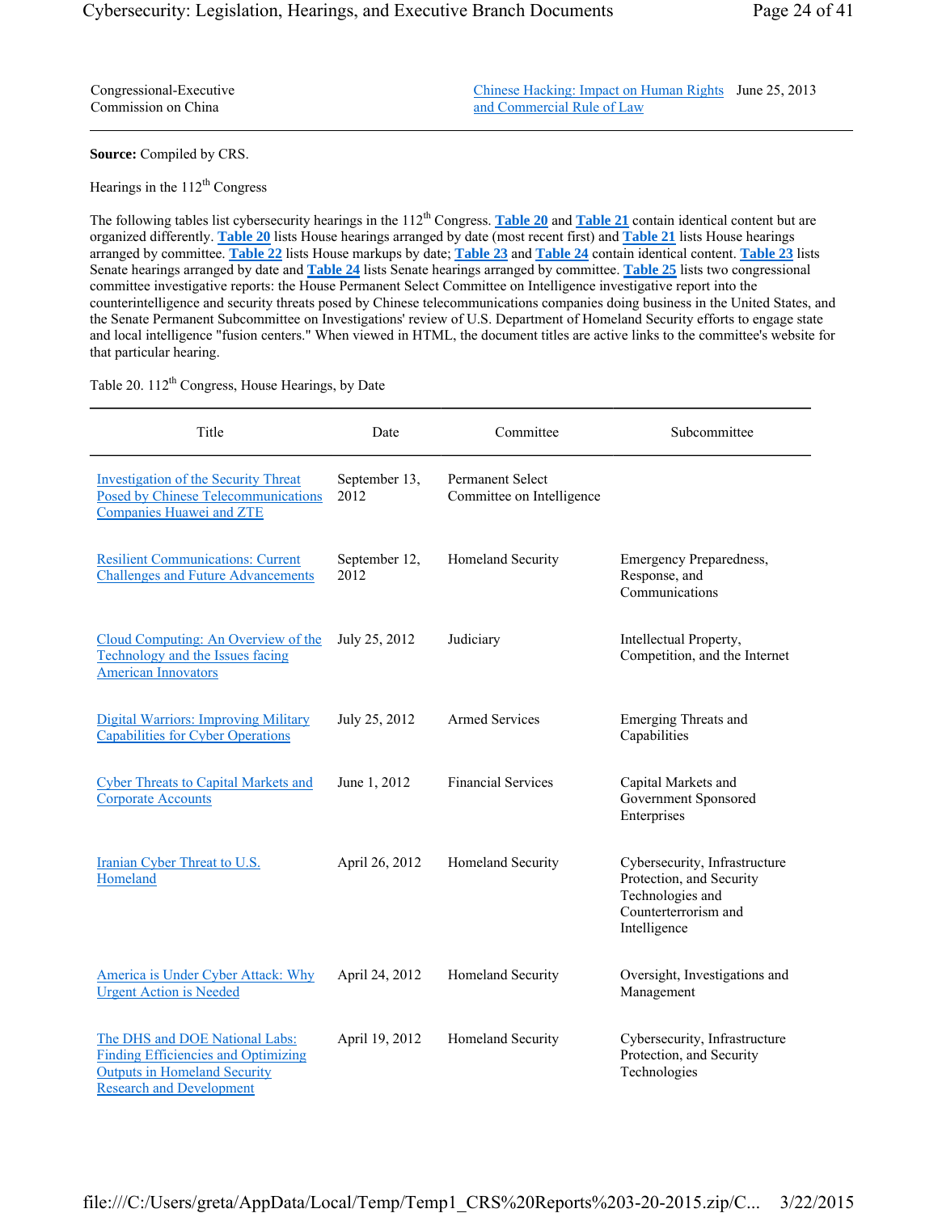| | | |
|---|---|---|
| Congressional-Executive Commission on China | Chinese Hacking: Impact on Human Rights and Commercial Rule of Law | June 25, 2013 |

**Source:** Compiled by CRS.

Hearings in the 112th Congress

The following tables list cybersecurity hearings in the 112th Congress. **Table 20** and **Table 21** contain identical content but are organized differently. **Table 20** lists House hearings arranged by date (most recent first) and **Table 21** lists House hearings arranged by committee. **Table 22** lists House markups by date; **Table 23** and **Table 24** contain identical content. **Table 23** lists Senate hearings arranged by date and **Table 24** lists Senate hearings arranged by committee. **Table 25** lists two congressional committee investigative reports: the House Permanent Select Committee on Intelligence investigative report into the counterintelligence and security threats posed by Chinese telecommunications companies doing business in the United States, and the Senate Permanent Subcommittee on Investigations' review of U.S. Department of Homeland Security efforts to engage state and local intelligence "fusion centers." When viewed in HTML, the document titles are active links to the committee's website for that particular hearing.

Table 20. 112th Congress, House Hearings, by Date

| Title | Date | Committee | Subcommittee |
|---|---|---|---|
| Investigation of the Security Threat Posed by Chinese Telecommunications Companies Huawei and ZTE | September 13, 2012 | Permanent Select Committee on Intelligence | |
| Resilient Communications: Current Challenges and Future Advancements | September 12, 2012 | Homeland Security | Emergency Preparedness, Response, and Communications |
| Cloud Computing: An Overview of the Technology and the Issues facing American Innovators | July 25, 2012 | Judiciary | Intellectual Property, Competition, and the Internet |
| Digital Warriors: Improving Military Capabilities for Cyber Operations | July 25, 2012 | Armed Services | Emerging Threats and Capabilities |
| Cyber Threats to Capital Markets and Corporate Accounts | June 1, 2012 | Financial Services | Capital Markets and Government Sponsored Enterprises |
| Iranian Cyber Threat to U.S. Homeland | April 26, 2012 | Homeland Security | Cybersecurity, Infrastructure Protection, and Security Technologies and Counterterrorism and Intelligence |
| America is Under Cyber Attack: Why Urgent Action is Needed | April 24, 2012 | Homeland Security | Oversight, Investigations and Management |
| The DHS and DOE National Labs: Finding Efficiencies and Optimizing Outputs in Homeland Security Research and Development | April 19, 2012 | Homeland Security | Cybersecurity, Infrastructure Protection, and Security Technologies |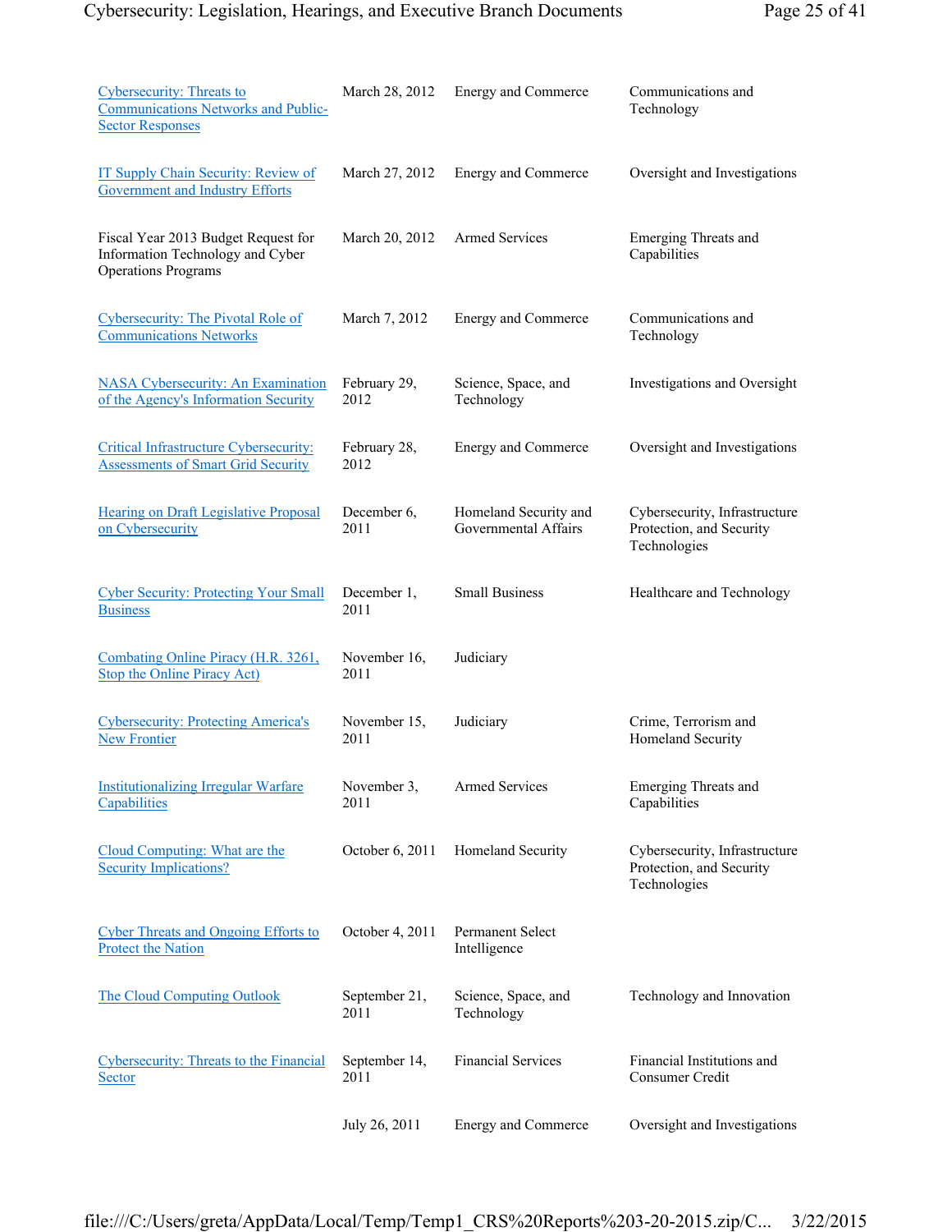| | | | |
|---|---|---|---|
| Cybersecurity: Threats to Communications Networks and Public-Sector Responses | March 28, 2012 | Energy and Commerce | Communications and Technology |
| IT Supply Chain Security: Review of Government and Industry Efforts | March 27, 2012 | Energy and Commerce | Oversight and Investigations |
| Fiscal Year 2013 Budget Request for Information Technology and Cyber Operations Programs | March 20, 2012 | Armed Services | Emerging Threats and Capabilities |
| Cybersecurity: The Pivotal Role of Communications Networks | March 7, 2012 | Energy and Commerce | Communications and Technology |
| NASA Cybersecurity: An Examination of the Agency's Information Security | February 29, 2012 | Science, Space, and Technology | Investigations and Oversight |
| Critical Infrastructure Cybersecurity: Assessments of Smart Grid Security | February 28, 2012 | Energy and Commerce | Oversight and Investigations |
| Hearing on Draft Legislative Proposal on Cybersecurity | December 6, 2011 | Homeland Security and Governmental Affairs | Cybersecurity, Infrastructure Protection, and Security Technologies |
| Cyber Security: Protecting Your Small Business | December 1, 2011 | Small Business | Healthcare and Technology |
| Combating Online Piracy (H.R. 3261, Stop the Online Piracy Act) | November 16, 2011 | Judiciary | |
| Cybersecurity: Protecting America's New Frontier | November 15, 2011 | Judiciary | Crime, Terrorism and Homeland Security |
| Institutionalizing Irregular Warfare Capabilities | November 3, 2011 | Armed Services | Emerging Threats and Capabilities |
| Cloud Computing: What are the Security Implications? | October 6, 2011 | Homeland Security | Cybersecurity, Infrastructure Protection, and Security Technologies |
| Cyber Threats and Ongoing Efforts to Protect the Nation | October 4, 2011 | Permanent Select Intelligence | |
| The Cloud Computing Outlook | September 21, 2011 | Science, Space, and Technology | Technology and Innovation |
| Cybersecurity: Threats to the Financial Sector | September 14, 2011 | Financial Services | Financial Institutions and Consumer Credit |
| | July 26, 2011 | Energy and Commerce | Oversight and Investigations |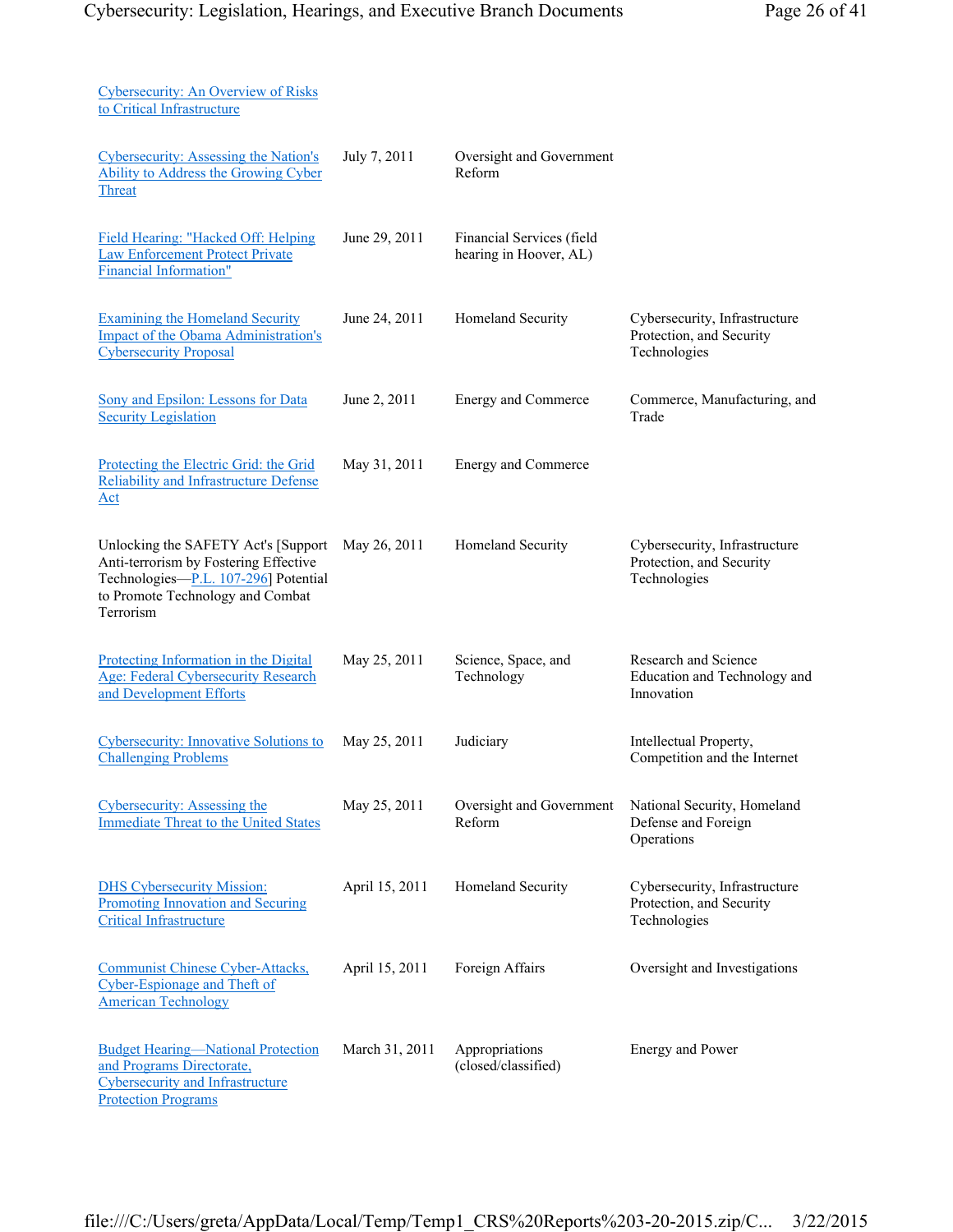| | | | |
|---|---|---|---|
| Cybersecurity: An Overview of Risks to Critical Infrastructure | | | |
| Cybersecurity: Assessing the Nation's Ability to Address the Growing Cyber Threat | July 7, 2011 | Oversight and Government Reform | |
| Field Hearing: "Hacked Off: Helping Law Enforcement Protect Private Financial Information" | June 29, 2011 | Financial Services (field hearing in Hoover, AL) | |
| Examining the Homeland Security Impact of the Obama Administration's Cybersecurity Proposal | June 24, 2011 | Homeland Security | Cybersecurity, Infrastructure Protection, and Security Technologies |
| Sony and Epsilon: Lessons for Data Security Legislation | June 2, 2011 | Energy and Commerce | Commerce, Manufacturing, and Trade |
| Protecting the Electric Grid: the Grid Reliability and Infrastructure Defense Act | May 31, 2011 | Energy and Commerce | |
| Unlocking the SAFETY Act's [Support Anti-terrorism by Fostering Effective Technologies—P.L. 107-296] Potential to Promote Technology and Combat Terrorism | May 26, 2011 | Homeland Security | Cybersecurity, Infrastructure Protection, and Security Technologies |
| Protecting Information in the Digital Age: Federal Cybersecurity Research and Development Efforts | May 25, 2011 | Science, Space, and Technology | Research and Science Education and Technology and Innovation |
| Cybersecurity: Innovative Solutions to Challenging Problems | May 25, 2011 | Judiciary | Intellectual Property, Competition and the Internet |
| Cybersecurity: Assessing the Immediate Threat to the United States | May 25, 2011 | Oversight and Government Reform | National Security, Homeland Defense and Foreign Operations |
| DHS Cybersecurity Mission: Promoting Innovation and Securing Critical Infrastructure | April 15, 2011 | Homeland Security | Cybersecurity, Infrastructure Protection, and Security Technologies |
| Communist Chinese Cyber-Attacks, Cyber-Espionage and Theft of American Technology | April 15, 2011 | Foreign Affairs | Oversight and Investigations |
| Budget Hearing—National Protection and Programs Directorate, Cybersecurity and Infrastructure Protection Programs | March 31, 2011 | Appropriations (closed/classified) | Energy and Power |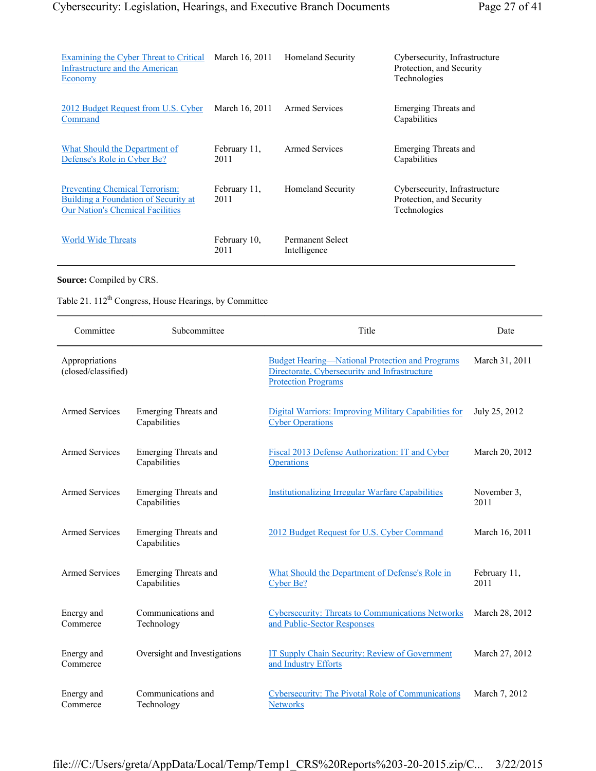| | | | |
|---|---|---|---|
| Examining the Cyber Threat to Critical Infrastructure and the American Economy | March 16, 2011 | Homeland Security | Cybersecurity, Infrastructure Protection, and Security Technologies |
| 2012 Budget Request from U.S. Cyber Command | March 16, 2011 | Armed Services | Emerging Threats and Capabilities |
| What Should the Department of Defense's Role in Cyber Be? | February 11, 2011 | Armed Services | Emerging Threats and Capabilities |
| Preventing Chemical Terrorism: Building a Foundation of Security at Our Nation's Chemical Facilities | February 11, 2011 | Homeland Security | Cybersecurity, Infrastructure Protection, and Security Technologies |
| World Wide Threats | February 10, 2011 | Permanent Select Intelligence | |

**Source:** Compiled by CRS.

Table 21. 112th Congress, House Hearings, by Committee

| Committee | Subcommittee | Title | Date |
|---|---|---|---|
| Appropriations (closed/classified) | | Budget Hearing—National Protection and Programs Directorate, Cybersecurity and Infrastructure Protection Programs | March 31, 2011 |
| Armed Services | Emerging Threats and Capabilities | Digital Warriors: Improving Military Capabilities for Cyber Operations | July 25, 2012 |
| Armed Services | Emerging Threats and Capabilities | Fiscal 2013 Defense Authorization: IT and Cyber Operations | March 20, 2012 |
| Armed Services | Emerging Threats and Capabilities | Institutionalizing Irregular Warfare Capabilities | November 3, 2011 |
| Armed Services | Emerging Threats and Capabilities | 2012 Budget Request for U.S. Cyber Command | March 16, 2011 |
| Armed Services | Emerging Threats and Capabilities | What Should the Department of Defense's Role in Cyber Be? | February 11, 2011 |
| Energy and Commerce | Communications and Technology | Cybersecurity: Threats to Communications Networks and Public-Sector Responses | March 28, 2012 |
| Energy and Commerce | Oversight and Investigations | IT Supply Chain Security: Review of Government and Industry Efforts | March 27, 2012 |
| Energy and Commerce | Communications and Technology | Cybersecurity: The Pivotal Role of Communications Networks | March 7, 2012 |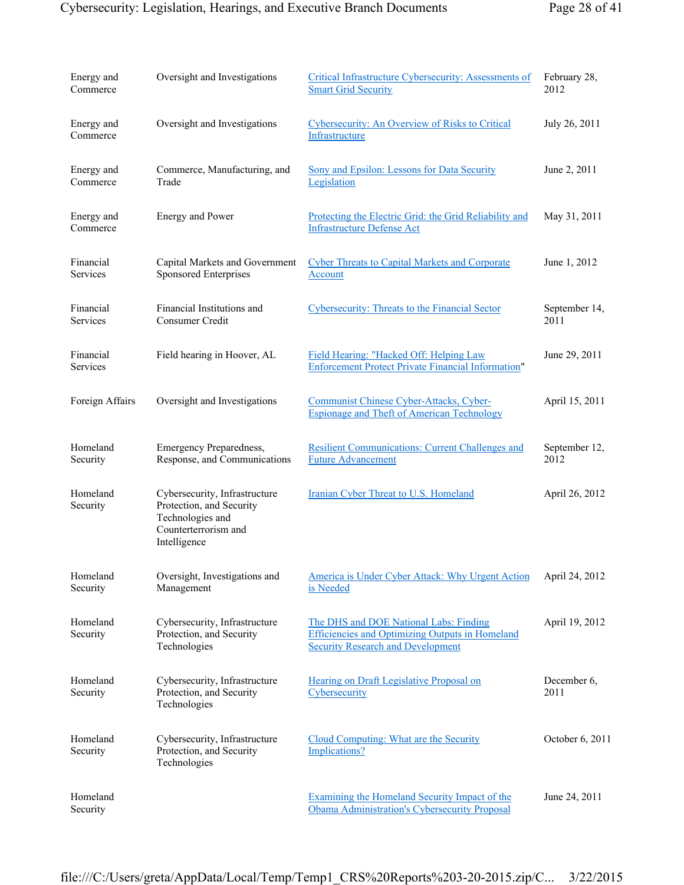| | | | |
|---|---|---|---|
| Energy and Commerce | Oversight and Investigations | Critical Infrastructure Cybersecurity: Assessments of Smart Grid Security | February 28, 2012 |
| Energy and Commerce | Oversight and Investigations | Cybersecurity: An Overview of Risks to Critical Infrastructure | July 26, 2011 |
| Energy and Commerce | Commerce, Manufacturing, and Trade | Sony and Epsilon: Lessons for Data Security Legislation | June 2, 2011 |
| Energy and Commerce | Energy and Power | Protecting the Electric Grid: the Grid Reliability and Infrastructure Defense Act | May 31, 2011 |
| Financial Services | Capital Markets and Government Sponsored Enterprises | Cyber Threats to Capital Markets and Corporate Account | June 1, 2012 |
| Financial Services | Financial Institutions and Consumer Credit | Cybersecurity: Threats to the Financial Sector | September 14, 2011 |
| Financial Services | Field hearing in Hoover, AL | Field Hearing: "Hacked Off: Helping Law Enforcement Protect Private Financial Information" | June 29, 2011 |
| Foreign Affairs | Oversight and Investigations | Communist Chinese Cyber-Attacks, Cyber-Espionage and Theft of American Technology | April 15, 2011 |
| Homeland Security | Emergency Preparedness, Response, and Communications | Resilient Communications: Current Challenges and Future Advancement | September 12, 2012 |
| Homeland Security | Cybersecurity, Infrastructure Protection, and Security Technologies and Counterterrorism and Intelligence | Iranian Cyber Threat to U.S. Homeland | April 26, 2012 |
| Homeland Security | Oversight, Investigations and Management | America is Under Cyber Attack: Why Urgent Action is Needed | April 24, 2012 |
| Homeland Security | Cybersecurity, Infrastructure Protection, and Security Technologies | The DHS and DOE National Labs: Finding Efficiencies and Optimizing Outputs in Homeland Security Research and Development | April 19, 2012 |
| Homeland Security | Cybersecurity, Infrastructure Protection, and Security Technologies | Hearing on Draft Legislative Proposal on Cybersecurity | December 6, 2011 |
| Homeland Security | Cybersecurity, Infrastructure Protection, and Security Technologies | Cloud Computing: What are the Security Implications? | October 6, 2011 |
| Homeland Security | | Examining the Homeland Security Impact of the Obama Administration's Cybersecurity Proposal | June 24, 2011 |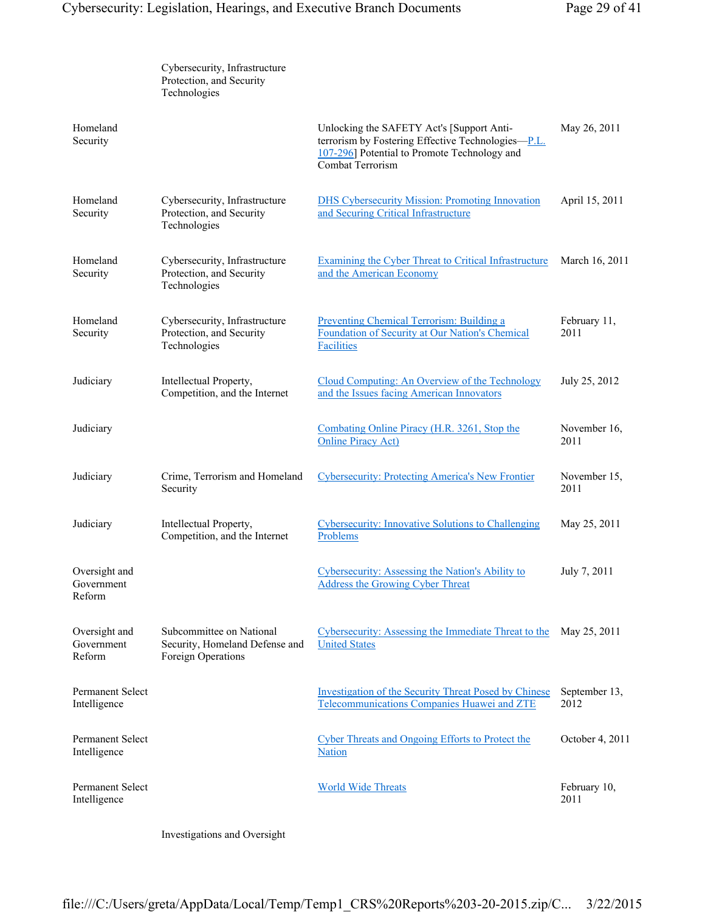| | | | |
|---|---|---|---|
| | Cybersecurity, Infrastructure Protection, and Security Technologies | | |
| Homeland Security | | Unlocking the SAFETY Act's [Support Anti-terrorism by Fostering Effective Technologies—P.L. 107-296] Potential to Promote Technology and Combat Terrorism | May 26, 2011 |
| Homeland Security | Cybersecurity, Infrastructure Protection, and Security Technologies | DHS Cybersecurity Mission: Promoting Innovation and Securing Critical Infrastructure | April 15, 2011 |
| Homeland Security | Cybersecurity, Infrastructure Protection, and Security Technologies | Examining the Cyber Threat to Critical Infrastructure and the American Economy | March 16, 2011 |
| Homeland Security | Cybersecurity, Infrastructure Protection, and Security Technologies | Preventing Chemical Terrorism: Building a Foundation of Security at Our Nation's Chemical Facilities | February 11, 2011 |
| Judiciary | Intellectual Property, Competition, and the Internet | Cloud Computing: An Overview of the Technology and the Issues facing American Innovators | July 25, 2012 |
| Judiciary | | Combating Online Piracy (H.R. 3261, Stop the Online Piracy Act) | November 16, 2011 |
| Judiciary | Crime, Terrorism and Homeland Security | Cybersecurity: Protecting America's New Frontier | November 15, 2011 |
| Judiciary | Intellectual Property, Competition, and the Internet | Cybersecurity: Innovative Solutions to Challenging Problems | May 25, 2011 |
| Oversight and Government Reform | | Cybersecurity: Assessing the Nation's Ability to Address the Growing Cyber Threat | July 7, 2011 |
| Oversight and Government Reform | Subcommittee on National Security, Homeland Defense and Foreign Operations | Cybersecurity: Assessing the Immediate Threat to the United States | May 25, 2011 |
| Permanent Select Intelligence | | Investigation of the Security Threat Posed by Chinese Telecommunications Companies Huawei and ZTE | September 13, 2012 |
| Permanent Select Intelligence | | Cyber Threats and Ongoing Efforts to Protect the Nation | October 4, 2011 |
| Permanent Select Intelligence | | World Wide Threats | February 10, 2011 |
| | Investigations and Oversight | | |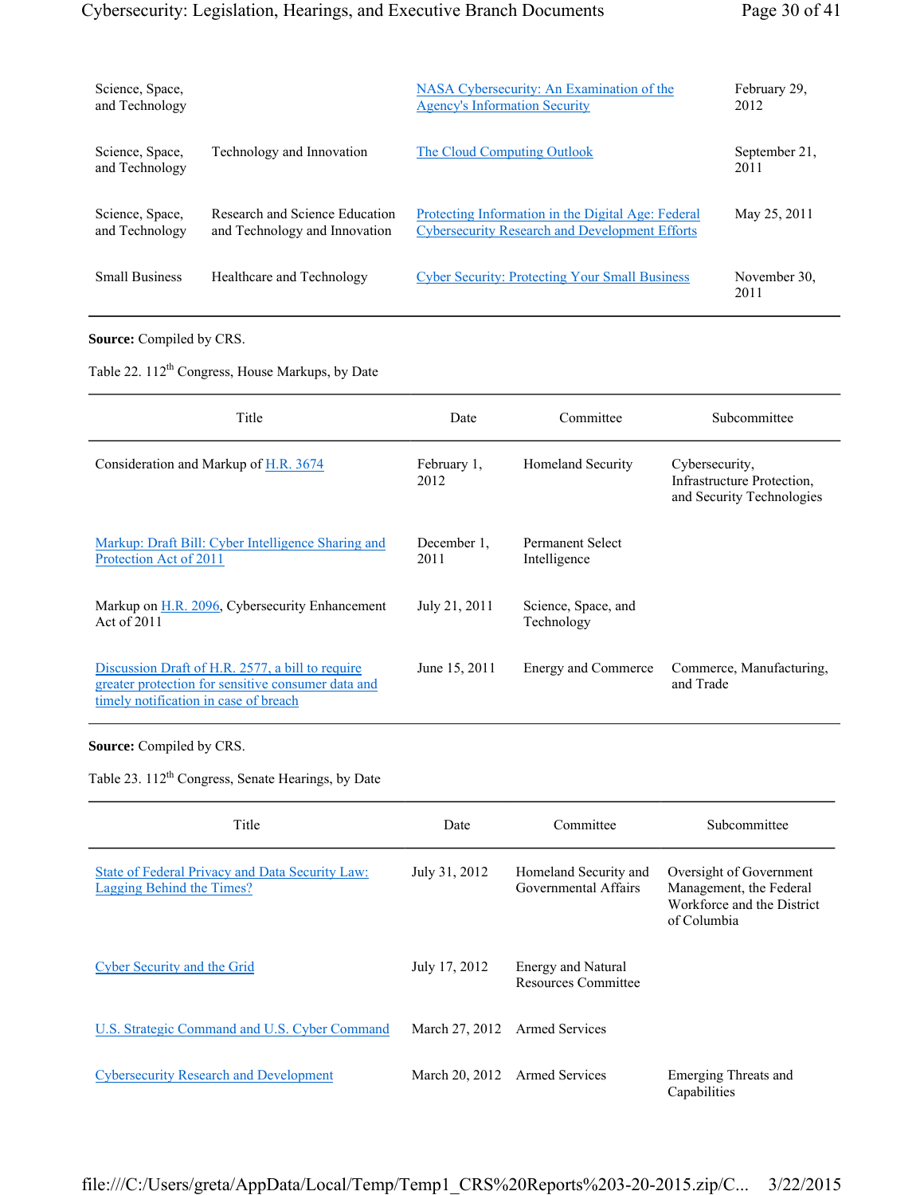| | | | |
|---|---|---|---|
| Science, Space, and Technology | | NASA Cybersecurity: An Examination of the Agency's Information Security | February 29, 2012 |
| Science, Space, and Technology | Technology and Innovation | The Cloud Computing Outlook | September 21, 2011 |
| Science, Space, and Technology | Research and Science Education and Technology and Innovation | Protecting Information in the Digital Age: Federal Cybersecurity Research and Development Efforts | May 25, 2011 |
| Small Business | Healthcare and Technology | Cyber Security: Protecting Your Small Business | November 30, 2011 |

**Source:** Compiled by CRS.

Table 22. 112th Congress, House Markups, by Date

| Title | Date | Committee | Subcommittee |
|---|---|---|---|
| Consideration and Markup of H.R. 3674 | February 1, 2012 | Homeland Security | Cybersecurity, Infrastructure Protection, and Security Technologies |
| Markup: Draft Bill: Cyber Intelligence Sharing and Protection Act of 2011 | December 1, 2011 | Permanent Select Intelligence | |
| Markup on H.R. 2096, Cybersecurity Enhancement Act of 2011 | July 21, 2011 | Science, Space, and Technology | |
| Discussion Draft of H.R. 2577, a bill to require greater protection for sensitive consumer data and timely notification in case of breach | June 15, 2011 | Energy and Commerce | Commerce, Manufacturing, and Trade |

**Source:** Compiled by CRS.

Table 23. 112th Congress, Senate Hearings, by Date

| Title | Date | Committee | Subcommittee |
|---|---|---|---|
| State of Federal Privacy and Data Security Law: Lagging Behind the Times? | July 31, 2012 | Homeland Security and Governmental Affairs | Oversight of Government Management, the Federal Workforce and the District of Columbia |
| Cyber Security and the Grid | July 17, 2012 | Energy and Natural Resources Committee | |
| U.S. Strategic Command and U.S. Cyber Command | March 27, 2012 | Armed Services | |
| Cybersecurity Research and Development | March 20, 2012 | Armed Services | Emerging Threats and Capabilities |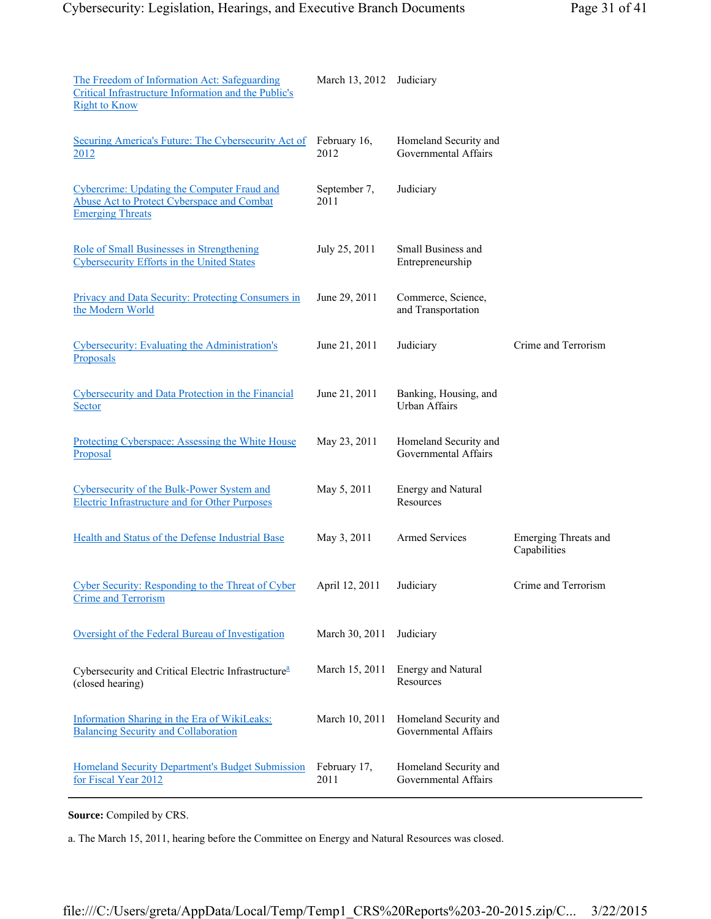| | | | |
|---|---|---|---|
| The Freedom of Information Act: Safeguarding Critical Infrastructure Information and the Public's Right to Know | March 13, 2012 | Judiciary | |
| Securing America's Future: The Cybersecurity Act of 2012 | February 16, 2012 | Homeland Security and Governmental Affairs | |
| Cybercrime: Updating the Computer Fraud and Abuse Act to Protect Cyberspace and Combat Emerging Threats | September 7, 2011 | Judiciary | |
| Role of Small Businesses in Strengthening Cybersecurity Efforts in the United States | July 25, 2011 | Small Business and Entrepreneurship | |
| Privacy and Data Security: Protecting Consumers in the Modern World | June 29, 2011 | Commerce, Science, and Transportation | |
| Cybersecurity: Evaluating the Administration's Proposals | June 21, 2011 | Judiciary | Crime and Terrorism |
| Cybersecurity and Data Protection in the Financial Sector | June 21, 2011 | Banking, Housing, and Urban Affairs | |
| Protecting Cyberspace: Assessing the White House Proposal | May 23, 2011 | Homeland Security and Governmental Affairs | |
| Cybersecurity of the Bulk-Power System and Electric Infrastructure and for Other Purposes | May 5, 2011 | Energy and Natural Resources | |
| Health and Status of the Defense Industrial Base | May 3, 2011 | Armed Services | Emerging Threats and Capabilities |
| Cyber Security: Responding to the Threat of Cyber Crime and Terrorism | April 12, 2011 | Judiciary | Crime and Terrorism |
| Oversight of the Federal Bureau of Investigation | March 30, 2011 | Judiciary | |
| Cybersecurity and Critical Electric Infrastructure[a] (closed hearing) | March 15, 2011 | Energy and Natural Resources | |
| Information Sharing in the Era of WikiLeaks: Balancing Security and Collaboration | March 10, 2011 | Homeland Security and Governmental Affairs | |
| Homeland Security Department's Budget Submission for Fiscal Year 2012 | February 17, 2011 | Homeland Security and Governmental Affairs | |

**Source:** Compiled by CRS.

a. The March 15, 2011, hearing before the Committee on Energy and Natural Resources was closed.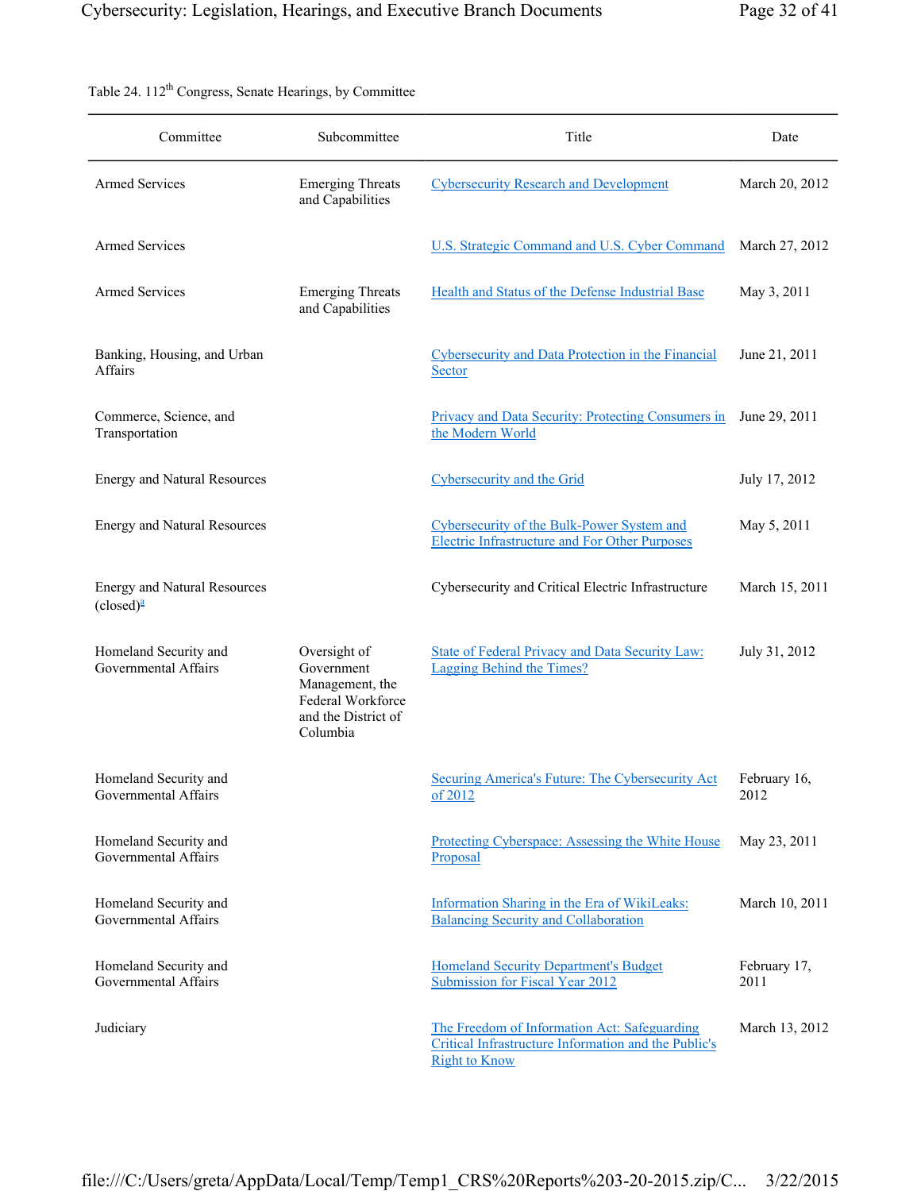Table 24. 112th Congress, Senate Hearings, by Committee

| Committee | Subcommittee | Title | Date |
|---|---|---|---|
| Armed Services | Emerging Threats and Capabilities | Cybersecurity Research and Development | March 20, 2012 |
| Armed Services | | U.S. Strategic Command and U.S. Cyber Command | March 27, 2012 |
| Armed Services | Emerging Threats and Capabilities | Health and Status of the Defense Industrial Base | May 3, 2011 |
| Banking, Housing, and Urban Affairs | | Cybersecurity and Data Protection in the Financial Sector | June 21, 2011 |
| Commerce, Science, and Transportation | | Privacy and Data Security: Protecting Consumers in the Modern World | June 29, 2011 |
| Energy and Natural Resources | | Cybersecurity and the Grid | July 17, 2012 |
| Energy and Natural Resources | | Cybersecurity of the Bulk-Power System and Electric Infrastructure and For Other Purposes | May 5, 2011 |
| Energy and Natural Resources (closed)[a] | | Cybersecurity and Critical Electric Infrastructure | March 15, 2011 |
| Homeland Security and Governmental Affairs | Oversight of Government Management, the Federal Workforce and the District of Columbia | State of Federal Privacy and Data Security Law: Lagging Behind the Times? | July 31, 2012 |
| Homeland Security and Governmental Affairs | | Securing America's Future: The Cybersecurity Act of 2012 | February 16, 2012 |
| Homeland Security and Governmental Affairs | | Protecting Cyberspace: Assessing the White House Proposal | May 23, 2011 |
| Homeland Security and Governmental Affairs | | Information Sharing in the Era of WikiLeaks: Balancing Security and Collaboration | March 10, 2011 |
| Homeland Security and Governmental Affairs | | Homeland Security Department's Budget Submission for Fiscal Year 2012 | February 17, 2011 |
| Judiciary | | The Freedom of Information Act: Safeguarding Critical Infrastructure Information and the Public's Right to Know | March 13, 2012 |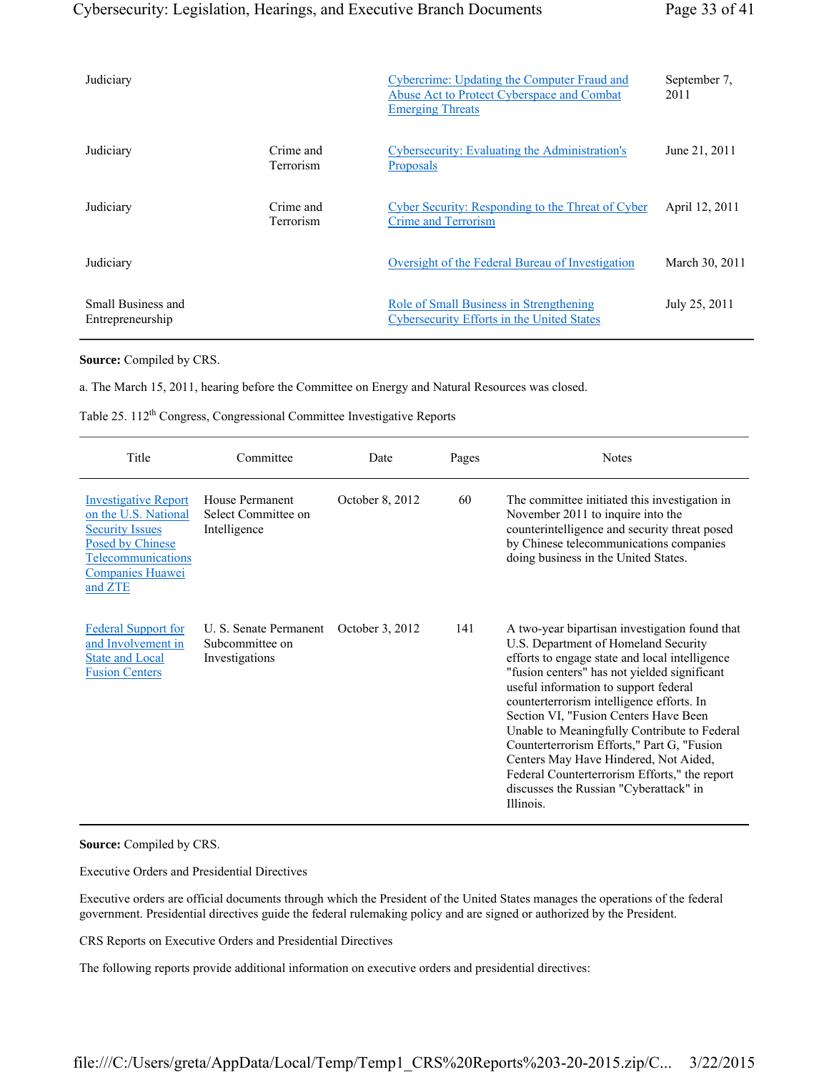| Committee | Subcommittee | Title | Date |
| --- | --- | --- | --- |
| Judiciary | | Cybercrime: Updating the Computer Fraud and Abuse Act to Protect Cyberspace and Combat Emerging Threats | September 7, 2011 |
| Judiciary | Crime and Terrorism | Cybersecurity: Evaluating the Administration's Proposals | June 21, 2011 |
| Judiciary | Crime and Terrorism | Cyber Security: Responding to the Threat of Cyber Crime and Terrorism | April 12, 2011 |
| Judiciary | | Oversight of the Federal Bureau of Investigation | March 30, 2011 |
| Small Business and Entrepreneurship | | Role of Small Business in Strengthening Cybersecurity Efforts in the United States | July 25, 2011 |

**Source:** Compiled by CRS.

a. The March 15, 2011, hearing before the Committee on Energy and Natural Resources was closed.

Table 25. 112th Congress, Congressional Committee Investigative Reports

| Title | Committee | Date | Pages | Notes |
| --- | --- | --- | --- | --- |
| Investigative Report on the U.S. National Security Issues Posed by Chinese Telecommunications Companies Huawei and ZTE | House Permanent Select Committee on Intelligence | October 8, 2012 | 60 | The committee initiated this investigation in November 2011 to inquire into the counterintelligence and security threat posed by Chinese telecommunications companies doing business in the United States. |
| Federal Support for and Involvement in State and Local Fusion Centers | U. S. Senate Permanent Subcommittee on Investigations | October 3, 2012 | 141 | A two-year bipartisan investigation found that U.S. Department of Homeland Security efforts to engage state and local intelligence "fusion centers" has not yielded significant useful information to support federal counterterrorism intelligence efforts. In Section VI, "Fusion Centers Have Been Unable to Meaningfully Contribute to Federal Counterterrorism Efforts," Part G, "Fusion Centers May Have Hindered, Not Aided, Federal Counterterrorism Efforts," the report discusses the Russian "Cyberattack" in Illinois. |

**Source:** Compiled by CRS.

Executive Orders and Presidential Directives

Executive orders are official documents through which the President of the United States manages the operations of the federal government. Presidential directives guide the federal rulemaking policy and are signed or authorized by the President.

CRS Reports on Executive Orders and Presidential Directives

The following reports provide additional information on executive orders and presidential directives: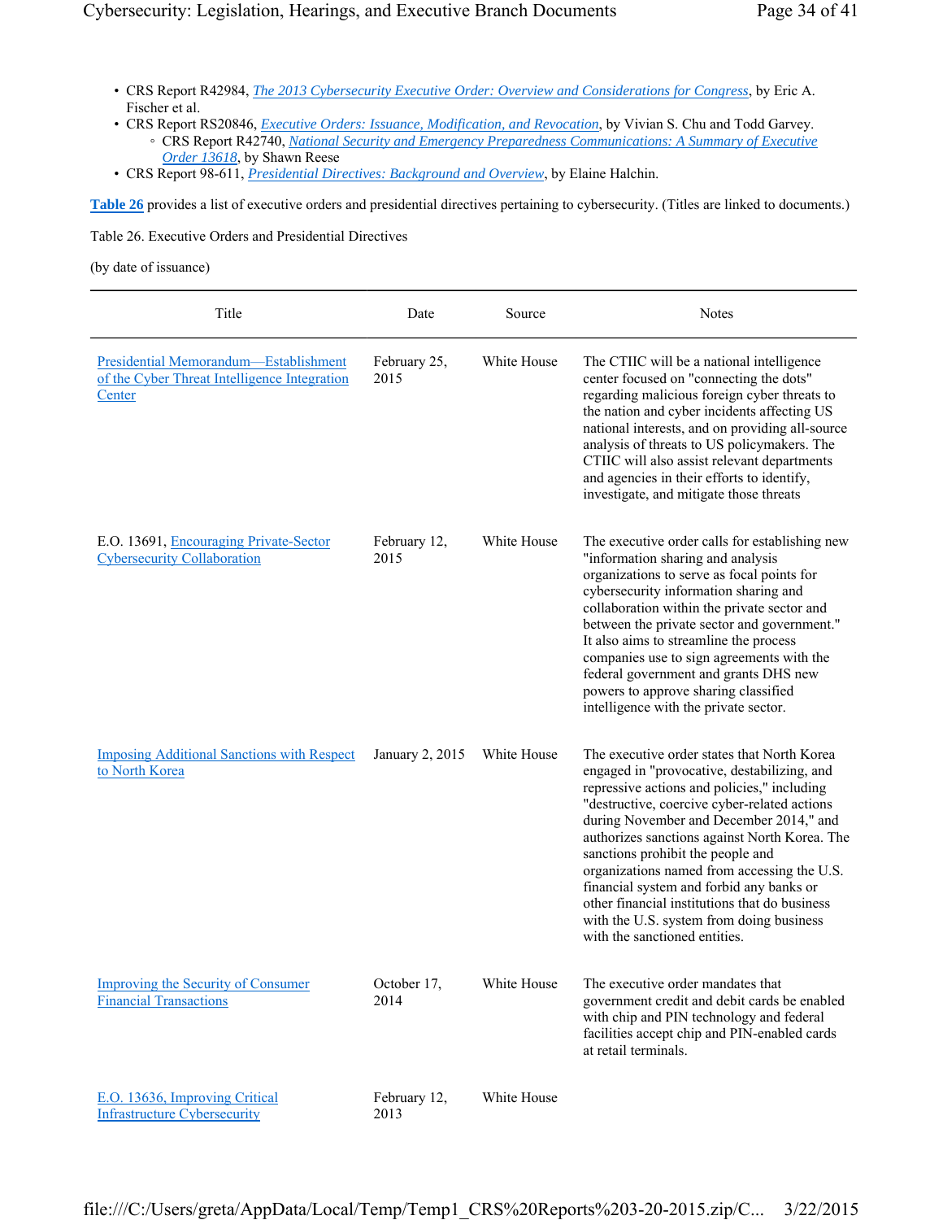- CRS Report R42984, *The 2013 Cybersecurity Executive Order: Overview and Considerations for Congress*, by Eric A. Fischer et al.
- CRS Report RS20846, *Executive Orders: Issuance, Modification, and Revocation*, by Vivian S. Chu and Todd Garvey.
  - CRS Report R42740, *National Security and Emergency Preparedness Communications: A Summary of Executive Order 13618*, by Shawn Reese
- CRS Report 98-611, *Presidential Directives: Background and Overview*, by Elaine Halchin.

**Table 26** provides a list of executive orders and presidential directives pertaining to cybersecurity. (Titles are linked to documents.)

Table 26. Executive Orders and Presidential Directives

(by date of issuance)

| Title | Date | Source | Notes |
| --- | --- | --- | --- |
| Presidential Memorandum—Establishment of the Cyber Threat Intelligence Integration Center | February 25, 2015 | White House | The CTIIC will be a national intelligence center focused on "connecting the dots" regarding malicious foreign cyber threats to the nation and cyber incidents affecting US national interests, and on providing all-source analysis of threats to US policymakers. The CTIIC will also assist relevant departments and agencies in their efforts to identify, investigate, and mitigate those threats |
| E.O. 13691, Encouraging Private-Sector Cybersecurity Collaboration | February 12, 2015 | White House | The executive order calls for establishing new "information sharing and analysis organizations to serve as focal points for cybersecurity information sharing and collaboration within the private sector and between the private sector and government." It also aims to streamline the process companies use to sign agreements with the federal government and grants DHS new powers to approve sharing classified intelligence with the private sector. |
| Imposing Additional Sanctions with Respect to North Korea | January 2, 2015 | White House | The executive order states that North Korea engaged in "provocative, destabilizing, and repressive actions and policies," including "destructive, coercive cyber-related actions during November and December 2014," and authorizes sanctions against North Korea. The sanctions prohibit the people and organizations named from accessing the U.S. financial system and forbid any banks or other financial institutions that do business with the U.S. system from doing business with the sanctioned entities. |
| Improving the Security of Consumer Financial Transactions | October 17, 2014 | White House | The executive order mandates that government credit and debit cards be enabled with chip and PIN technology and federal facilities accept chip and PIN-enabled cards at retail terminals. |
| E.O. 13636, Improving Critical Infrastructure Cybersecurity | February 12, 2013 | White House | |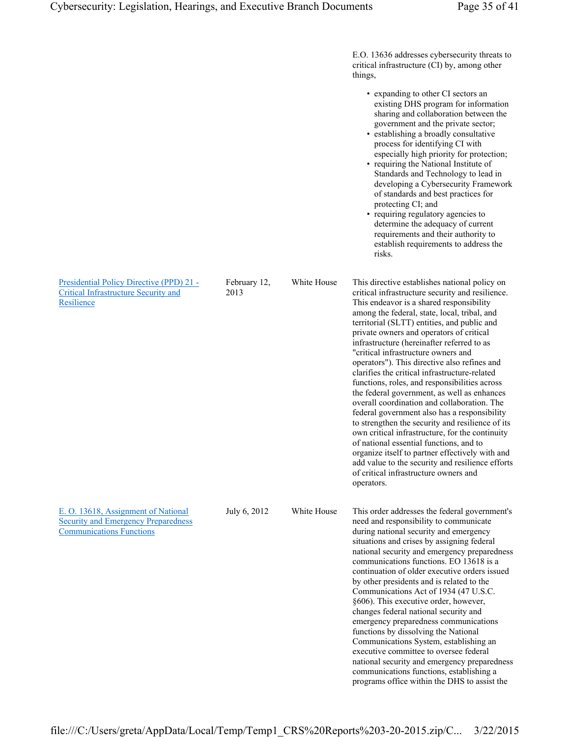| | | | |
|---|---|---|---|
| | | | E.O. 13636 addresses cybersecurity threats to critical infrastructure (CI) by, among other things, <br>• expanding to other CI sectors an existing DHS program for information sharing and collaboration between the government and the private sector; <br>• establishing a broadly consultative process for identifying CI with especially high priority for protection; <br>• requiring the National Institute of Standards and Technology to lead in developing a Cybersecurity Framework of standards and best practices for protecting CI; and <br>• requiring regulatory agencies to determine the adequacy of current requirements and their authority to establish requirements to address the risks. |
| Presidential Policy Directive (PPD) 21 - Critical Infrastructure Security and Resilience | February 12, 2013 | White House | This directive establishes national policy on critical infrastructure security and resilience. This endeavor is a shared responsibility among the federal, state, local, tribal, and territorial (SLTT) entities, and public and private owners and operators of critical infrastructure (hereinafter referred to as "critical infrastructure owners and operators"). This directive also refines and clarifies the critical infrastructure-related functions, roles, and responsibilities across the federal government, as well as enhances overall coordination and collaboration. The federal government also has a responsibility to strengthen the security and resilience of its own critical infrastructure, for the continuity of national essential functions, and to organize itself to partner effectively with and add value to the security and resilience efforts of critical infrastructure owners and operators. |
| E. O. 13618, Assignment of National Security and Emergency Preparedness Communications Functions | July 6, 2012 | White House | This order addresses the federal government's need and responsibility to communicate during national security and emergency situations and crises by assigning federal national security and emergency preparedness communications functions. EO 13618 is a continuation of older executive orders issued by other presidents and is related to the Communications Act of 1934 (47 U.S.C. §606). This executive order, however, changes federal national security and emergency preparedness communications functions by dissolving the National Communications System, establishing an executive committee to oversee federal national security and emergency preparedness communications functions, establishing a programs office within the DHS to assist the |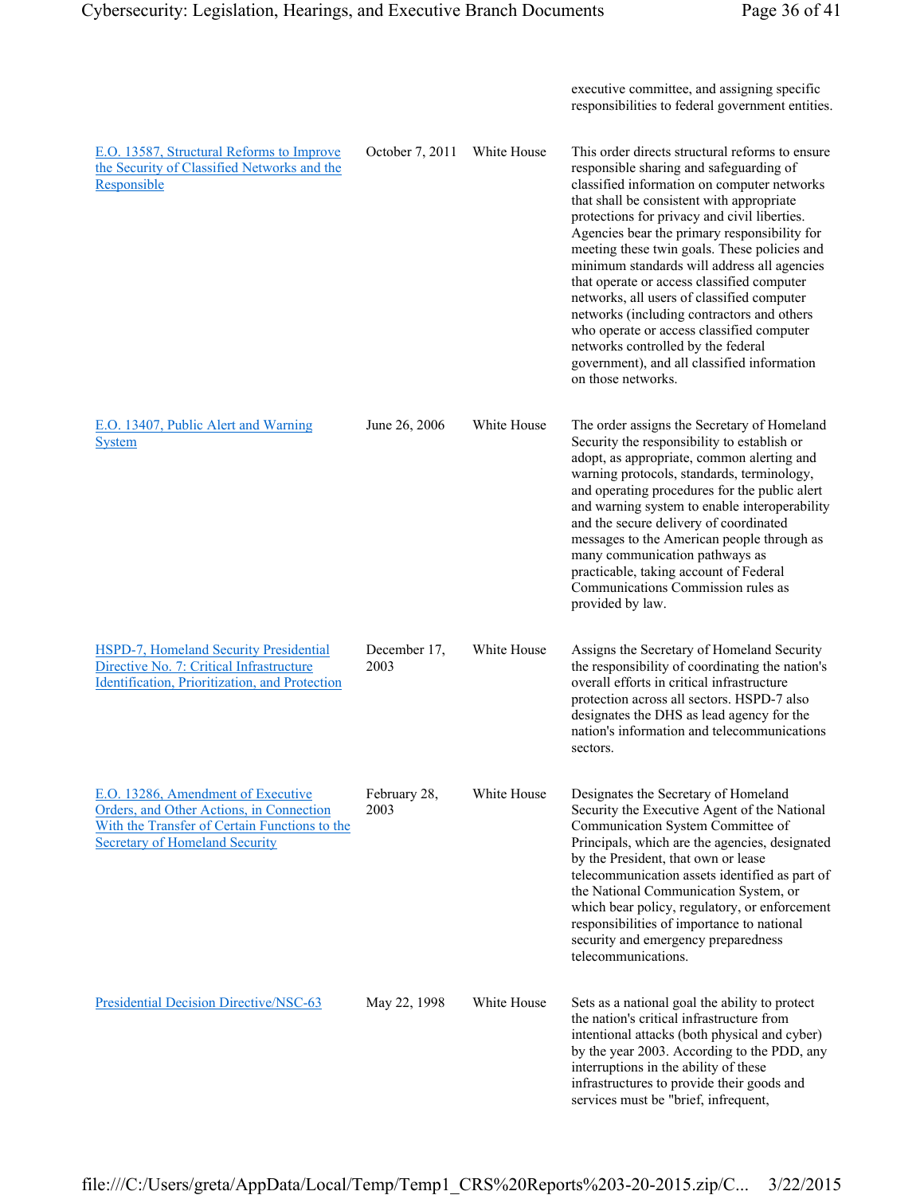| | | | |
|---|---|---|---|
| | | | executive committee, and assigning specific responsibilities to federal government entities. |
| E.O. 13587, Structural Reforms to Improve the Security of Classified Networks and the Responsible | October 7, 2011 | White House | This order directs structural reforms to ensure responsible sharing and safeguarding of classified information on computer networks that shall be consistent with appropriate protections for privacy and civil liberties. Agencies bear the primary responsibility for meeting these twin goals. These policies and minimum standards will address all agencies that operate or access classified computer networks, all users of classified computer networks (including contractors and others who operate or access classified computer networks controlled by the federal government), and all classified information on those networks. |
| E.O. 13407, Public Alert and Warning System | June 26, 2006 | White House | The order assigns the Secretary of Homeland Security the responsibility to establish or adopt, as appropriate, common alerting and warning protocols, standards, terminology, and operating procedures for the public alert and warning system to enable interoperability and the secure delivery of coordinated messages to the American people through as many communication pathways as practicable, taking account of Federal Communications Commission rules as provided by law. |
| HSPD-7, Homeland Security Presidential Directive No. 7: Critical Infrastructure Identification, Prioritization, and Protection | December 17, 2003 | White House | Assigns the Secretary of Homeland Security the responsibility of coordinating the nation's overall efforts in critical infrastructure protection across all sectors. HSPD-7 also designates the DHS as lead agency for the nation's information and telecommunications sectors. |
| E.O. 13286, Amendment of Executive Orders, and Other Actions, in Connection With the Transfer of Certain Functions to the Secretary of Homeland Security | February 28, 2003 | White House | Designates the Secretary of Homeland Security the Executive Agent of the National Communication System Committee of Principals, which are the agencies, designated by the President, that own or lease telecommunication assets identified as part of the National Communication System, or which bear policy, regulatory, or enforcement responsibilities of importance to national security and emergency preparedness telecommunications. |
| Presidential Decision Directive/NSC-63 | May 22, 1998 | White House | Sets as a national goal the ability to protect the nation's critical infrastructure from intentional attacks (both physical and cyber) by the year 2003. According to the PDD, any interruptions in the ability of these infrastructures to provide their goods and services must be "brief, infrequent, |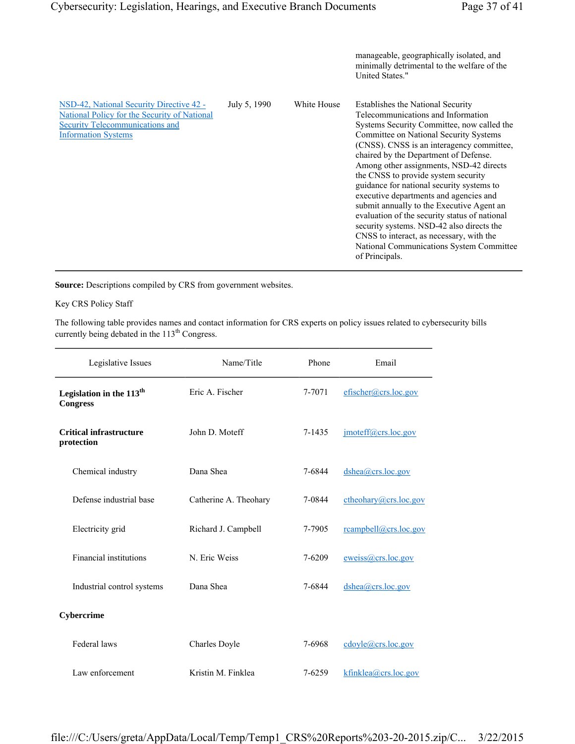| | | | manageable, geographically isolated, and minimally detrimental to the welfare of the United States." |
|---|---|---|---|
| [NSD-42, National Security Directive 42 - National Policy for the Security of National Security Telecommunications and Information Systems]() | July 5, 1990 | White House | Establishes the National Security Telecommunications and Information Systems Security Committee, now called the Committee on National Security Systems (CNSS). CNSS is an interagency committee, chaired by the Department of Defense. Among other assignments, NSD-42 directs the CNSS to provide system security guidance for national security systems to executive departments and agencies and submit annually to the Executive Agent an evaluation of the security status of national security systems. NSD-42 also directs the CNSS to interact, as necessary, with the National Communications System Committee of Principals. |

**Source:** Descriptions compiled by CRS from government websites.

Key CRS Policy Staff

The following table provides names and contact information for CRS experts on policy issues related to cybersecurity bills currently being debated in the 113th Congress.

| Legislative Issues | Name/Title | Phone | Email |
|---|---|---|---|
| **Legislation in the 113th Congress** | Eric A. Fischer | 7-7071 | efischer@crs.loc.gov |
| **Critical infrastructure protection** | John D. Moteff | 7-1435 | jmoteff@crs.loc.gov |
| Chemical industry | Dana Shea | 7-6844 | dshea@crs.loc.gov |
| Defense industrial base | Catherine A. Theohary | 7-0844 | ctheohary@crs.loc.gov |
| Electricity grid | Richard J. Campbell | 7-7905 | rcampbell@crs.loc.gov |
| Financial institutions | N. Eric Weiss | 7-6209 | eweiss@crs.loc.gov |
| Industrial control systems | Dana Shea | 7-6844 | dshea@crs.loc.gov |
| **Cybercrime** | | | |
| Federal laws | Charles Doyle | 7-6968 | cdoyle@crs.loc.gov |
| Law enforcement | Kristin M. Finklea | 7-6259 | kfinklea@crs.loc.gov |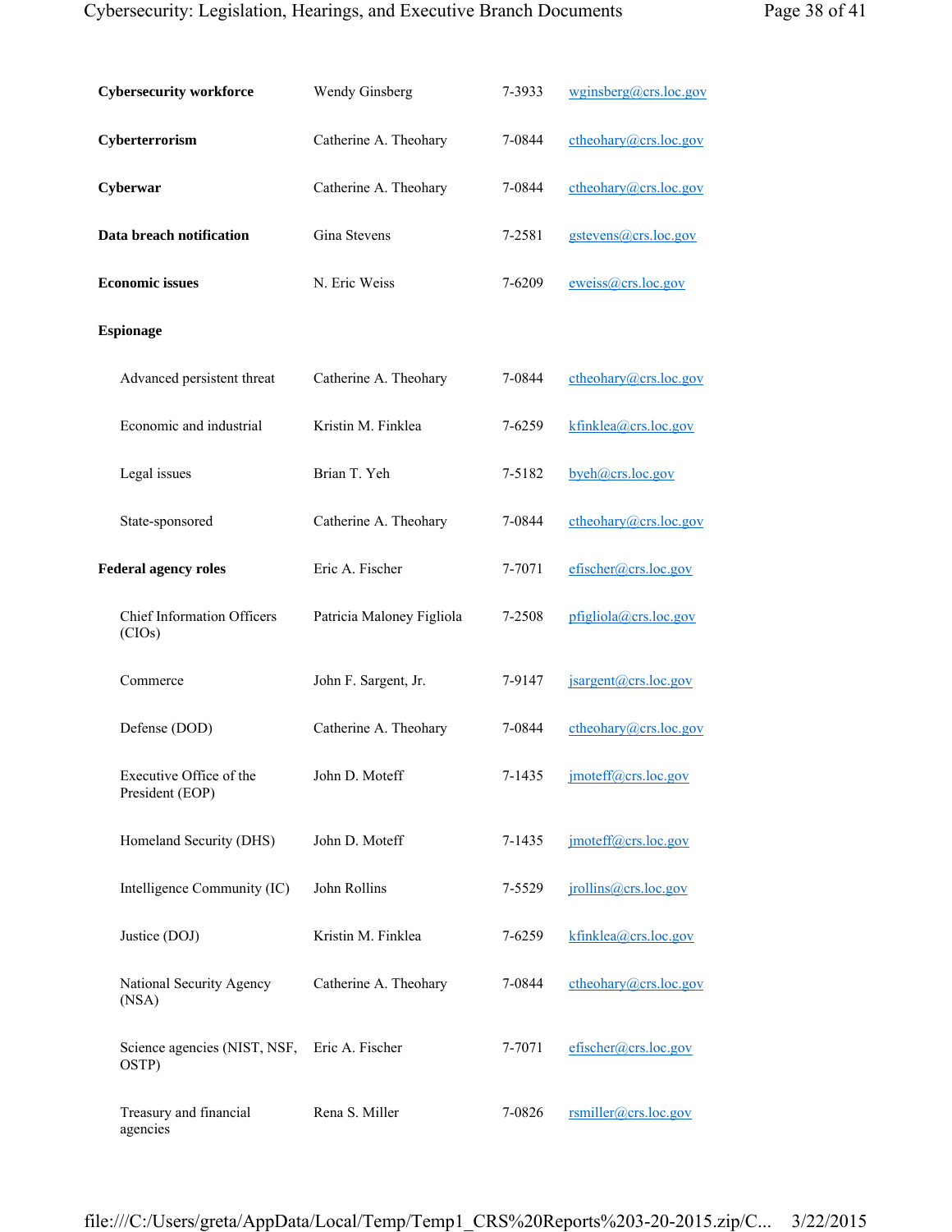| | | | |
|---|---|---|---|
| **Cybersecurity workforce** | Wendy Ginsberg | 7-3933 | wginsberg@crs.loc.gov |
| **Cyberterrorism** | Catherine A. Theohary | 7-0844 | ctheohary@crs.loc.gov |
| **Cyberwar** | Catherine A. Theohary | 7-0844 | ctheohary@crs.loc.gov |
| **Data breach notification** | Gina Stevens | 7-2581 | gstevens@crs.loc.gov |
| **Economic issues** | N. Eric Weiss | 7-6209 | eweiss@crs.loc.gov |
| **Espionage** | | | |
| Advanced persistent threat | Catherine A. Theohary | 7-0844 | ctheohary@crs.loc.gov |
| Economic and industrial | Kristin M. Finklea | 7-6259 | kfinklea@crs.loc.gov |
| Legal issues | Brian T. Yeh | 7-5182 | byeh@crs.loc.gov |
| State-sponsored | Catherine A. Theohary | 7-0844 | ctheohary@crs.loc.gov |
| **Federal agency roles** | Eric A. Fischer | 7-7071 | efischer@crs.loc.gov |
| Chief Information Officers (CIOs) | Patricia Maloney Figliola | 7-2508 | pfigliola@crs.loc.gov |
| Commerce | John F. Sargent, Jr. | 7-9147 | jsargent@crs.loc.gov |
| Defense (DOD) | Catherine A. Theohary | 7-0844 | ctheohary@crs.loc.gov |
| Executive Office of the President (EOP) | John D. Moteff | 7-1435 | jmoteff@crs.loc.gov |
| Homeland Security (DHS) | John D. Moteff | 7-1435 | jmoteff@crs.loc.gov |
| Intelligence Community (IC) | John Rollins | 7-5529 | jrollins@crs.loc.gov |
| Justice (DOJ) | Kristin M. Finklea | 7-6259 | kfinklea@crs.loc.gov |
| National Security Agency (NSA) | Catherine A. Theohary | 7-0844 | ctheohary@crs.loc.gov |
| Science agencies (NIST, NSF, OSTP) | Eric A. Fischer | 7-7071 | efischer@crs.loc.gov |
| Treasury and financial agencies | Rena S. Miller | 7-0826 | rsmiller@crs.loc.gov |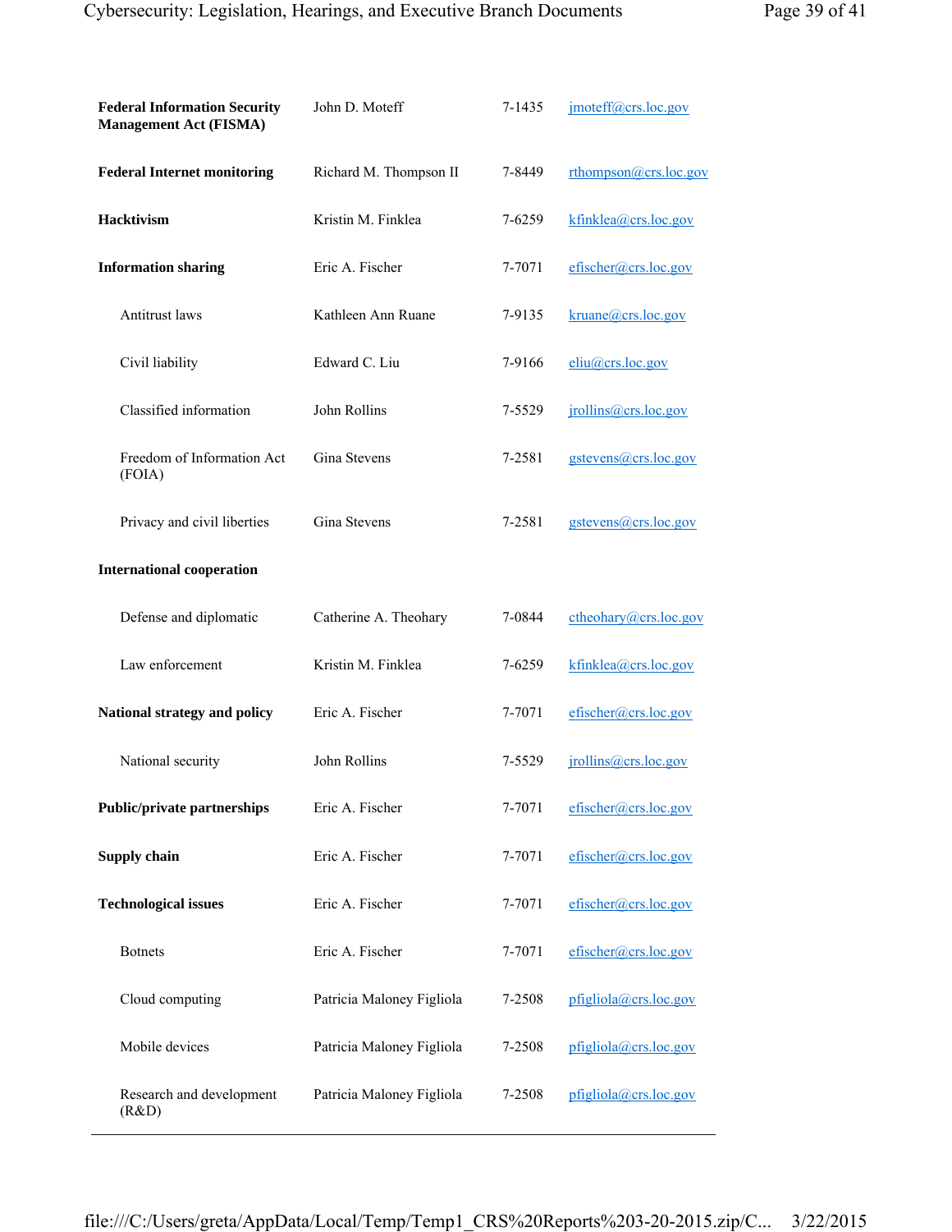| | | | |
|---|---|---|---|
| **Federal Information Security Management Act (FISMA)** | John D. Moteff | 7-1435 | jmoteff@crs.loc.gov |
| **Federal Internet monitoring** | Richard M. Thompson II | 7-8449 | rthompson@crs.loc.gov |
| **Hacktivism** | Kristin M. Finklea | 7-6259 | kfinklea@crs.loc.gov |
| **Information sharing** | Eric A. Fischer | 7-7071 | efischer@crs.loc.gov |
| Antitrust laws | Kathleen Ann Ruane | 7-9135 | kruane@crs.loc.gov |
| Civil liability | Edward C. Liu | 7-9166 | eliu@crs.loc.gov |
| Classified information | John Rollins | 7-5529 | jrollins@crs.loc.gov |
| Freedom of Information Act (FOIA) | Gina Stevens | 7-2581 | gstevens@crs.loc.gov |
| Privacy and civil liberties | Gina Stevens | 7-2581 | gstevens@crs.loc.gov |
| **International cooperation** | | | |
| Defense and diplomatic | Catherine A. Theohary | 7-0844 | ctheohary@crs.loc.gov |
| Law enforcement | Kristin M. Finklea | 7-6259 | kfinklea@crs.loc.gov |
| **National strategy and policy** | Eric A. Fischer | 7-7071 | efischer@crs.loc.gov |
| National security | John Rollins | 7-5529 | jrollins@crs.loc.gov |
| **Public/private partnerships** | Eric A. Fischer | 7-7071 | efischer@crs.loc.gov |
| **Supply chain** | Eric A. Fischer | 7-7071 | efischer@crs.loc.gov |
| **Technological issues** | Eric A. Fischer | 7-7071 | efischer@crs.loc.gov |
| Botnets | Eric A. Fischer | 7-7071 | efischer@crs.loc.gov |
| Cloud computing | Patricia Maloney Figliola | 7-2508 | pfigliola@crs.loc.gov |
| Mobile devices | Patricia Maloney Figliola | 7-2508 | pfigliola@crs.loc.gov |
| Research and development (R&D) | Patricia Maloney Figliola | 7-2508 | pfigliola@crs.loc.gov |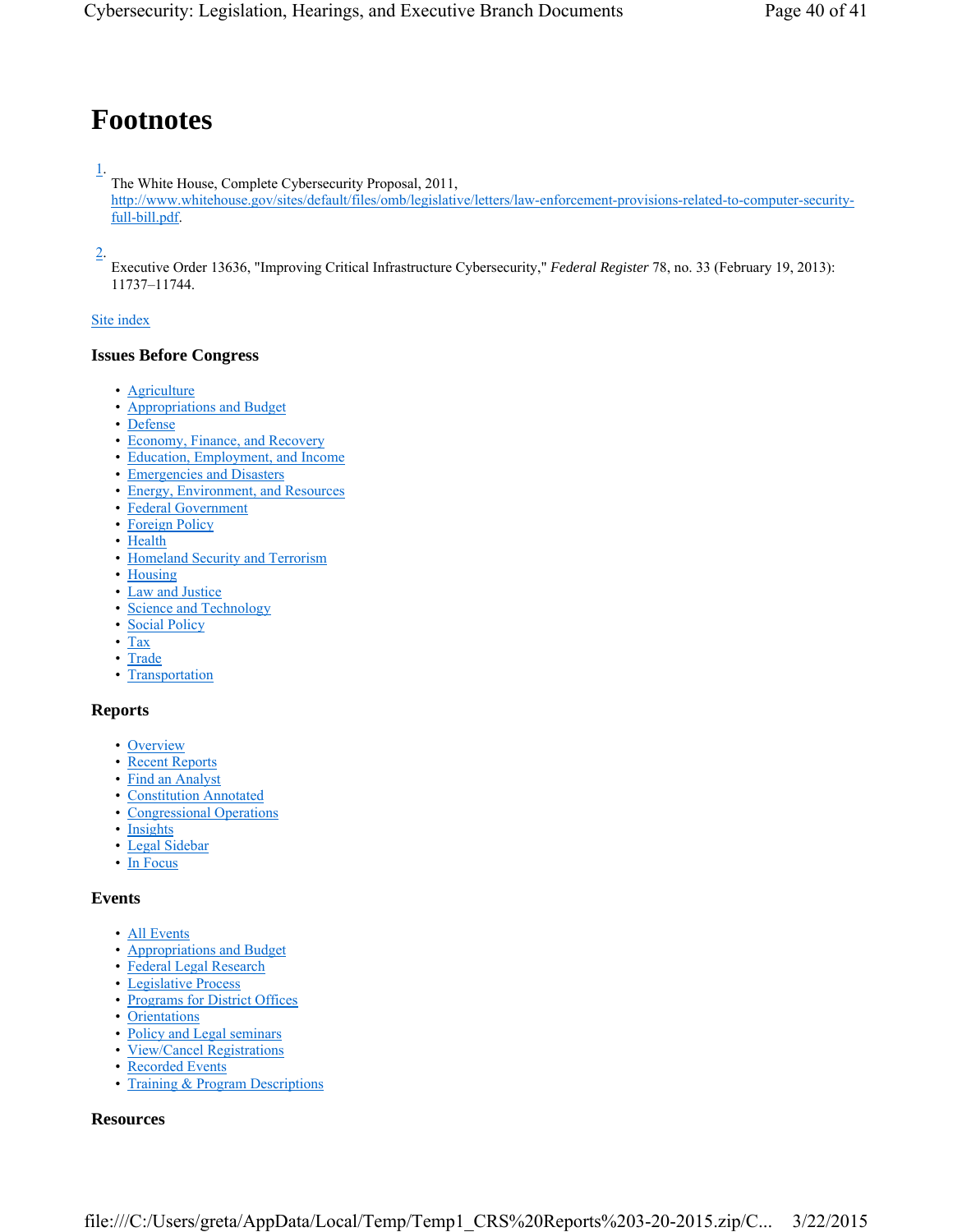# Footnotes

1. The White House, Complete Cybersecurity Proposal, 2011, http://www.whitehouse.gov/sites/default/files/omb/legislative/letters/law-enforcement-provisions-related-to-computer-security-full-bill.pdf.

2. Executive Order 13636, "Improving Critical Infrastructure Cybersecurity," *Federal Register* 78, no. 33 (February 19, 2013): 11737–11744.

Site index

### Issues Before Congress

- Agriculture
- Appropriations and Budget
- Defense
- Economy, Finance, and Recovery
- Education, Employment, and Income
- Emergencies and Disasters
- Energy, Environment, and Resources
- Federal Government
- Foreign Policy
- Health
- Homeland Security and Terrorism
- Housing
- Law and Justice
- Science and Technology
- Social Policy
- Tax
- Trade
- Transportation

### Reports

- Overview
- Recent Reports
- Find an Analyst
- Constitution Annotated
- Congressional Operations
- Insights
- Legal Sidebar
- In Focus

### Events

- All Events
- Appropriations and Budget
- Federal Legal Research
- Legislative Process
- Programs for District Offices
- Orientations
- Policy and Legal seminars
- View/Cancel Registrations
- Recorded Events
- Training & Program Descriptions

### Resources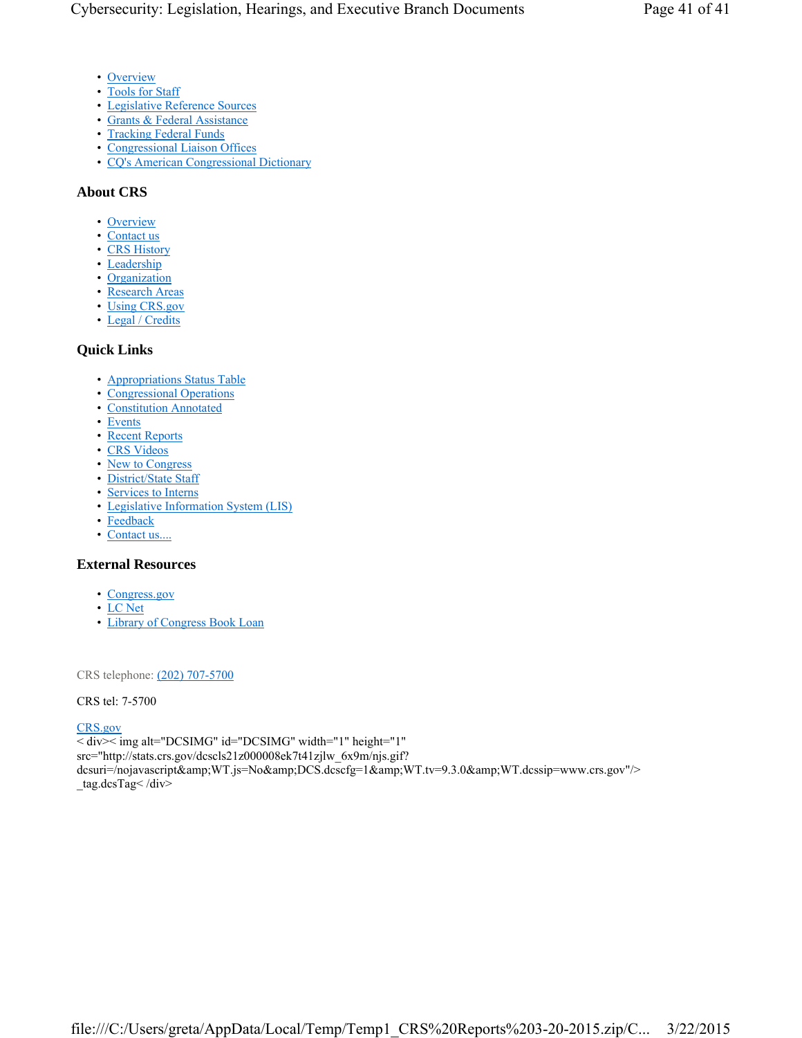- Overview
- Tools for Staff
- Legislative Reference Sources
- Grants & Federal Assistance
- Tracking Federal Funds
- Congressional Liaison Offices
- CQ's American Congressional Dictionary

### About CRS

- Overview
- Contact us
- CRS History
- Leadership
- Organization
- Research Areas
- Using CRS.gov
- Legal / Credits

### Quick Links

- Appropriations Status Table
- Congressional Operations
- Constitution Annotated
- Events
- Recent Reports
- CRS Videos
- New to Congress
- District/State Staff
- Services to Interns
- Legislative Information System (LIS)
- Feedback
- Contact us....

### External Resources

- Congress.gov
- LC Net
- Library of Congress Book Loan

CRS telephone: (202) 707-5700

CRS tel: 7-5700

CRS.gov
< div>< img alt="DCSIMG" id="DCSIMG" width="1" height="1" src="http://stats.crs.gov/dcscls21z000008ek7t41zjlw_6x9m/njs.gif?dcsuri=/nojavascript&amp;WT.js=No&amp;DCS.dcscfg=1&amp;WT.tv=9.3.0&amp;WT.dcssip=www.crs.gov"/> _tag.dcsTag< /div>